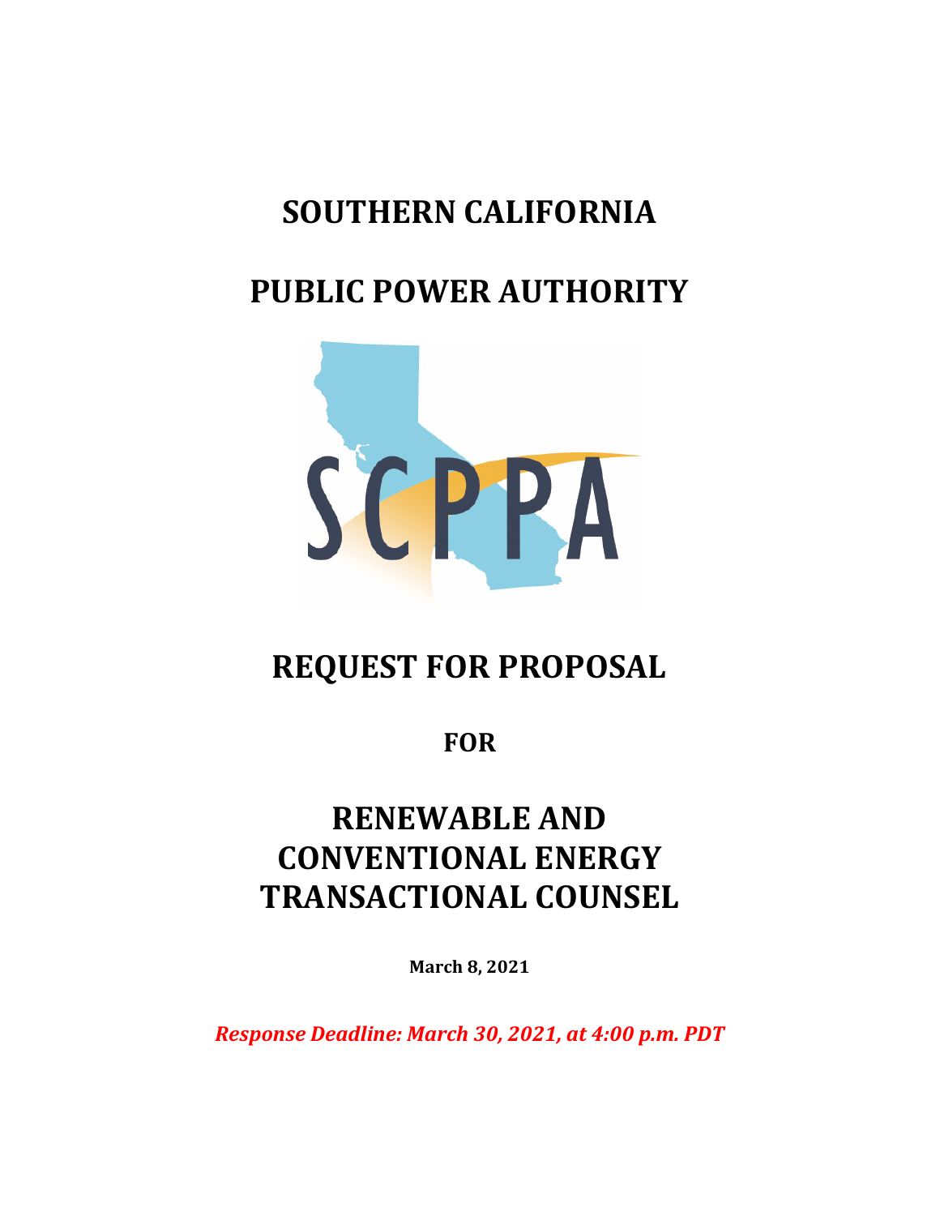# SOUTHERN CALIFORNIA

# PUBLIC POWER AUTHORITY

# REQUEST FOR PROPOSAL

## FOR

# RENEWABLE AND CONVENTIONAL ENERGY TRANSACTIONAL COUNSEL

**March 8, 2021**

***Response Deadline: March 30, 2021, at 4:00 p.m. PDT***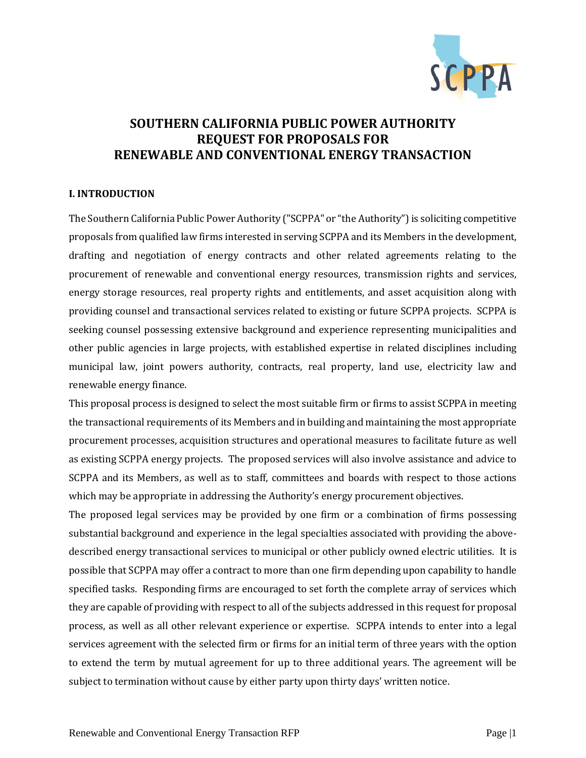# SOUTHERN CALIFORNIA PUBLIC POWER AUTHORITY
# REQUEST FOR PROPOSALS FOR
# RENEWABLE AND CONVENTIONAL ENERGY TRANSACTION

## I. INTRODUCTION

The Southern California Public Power Authority ("SCPPA" or "the Authority") is soliciting competitive proposals from qualified law firms interested in serving SCPPA and its Members in the development, drafting and negotiation of energy contracts and other related agreements relating to the procurement of renewable and conventional energy resources, transmission rights and services, energy storage resources, real property rights and entitlements, and asset acquisition along with providing counsel and transactional services related to existing or future SCPPA projects. SCPPA is seeking counsel possessing extensive background and experience representing municipalities and other public agencies in large projects, with established expertise in related disciplines including municipal law, joint powers authority, contracts, real property, land use, electricity law and renewable energy finance.

This proposal process is designed to select the most suitable firm or firms to assist SCPPA in meeting the transactional requirements of its Members and in building and maintaining the most appropriate procurement processes, acquisition structures and operational measures to facilitate future as well as existing SCPPA energy projects. The proposed services will also involve assistance and advice to SCPPA and its Members, as well as to staff, committees and boards with respect to those actions which may be appropriate in addressing the Authority's energy procurement objectives.

The proposed legal services may be provided by one firm or a combination of firms possessing substantial background and experience in the legal specialties associated with providing the above-described energy transactional services to municipal or other publicly owned electric utilities. It is possible that SCPPA may offer a contract to more than one firm depending upon capability to handle specified tasks. Responding firms are encouraged to set forth the complete array of services which they are capable of providing with respect to all of the subjects addressed in this request for proposal process, as well as all other relevant experience or expertise. SCPPA intends to enter into a legal services agreement with the selected firm or firms for an initial term of three years with the option to extend the term by mutual agreement for up to three additional years. The agreement will be subject to termination without cause by either party upon thirty days' written notice.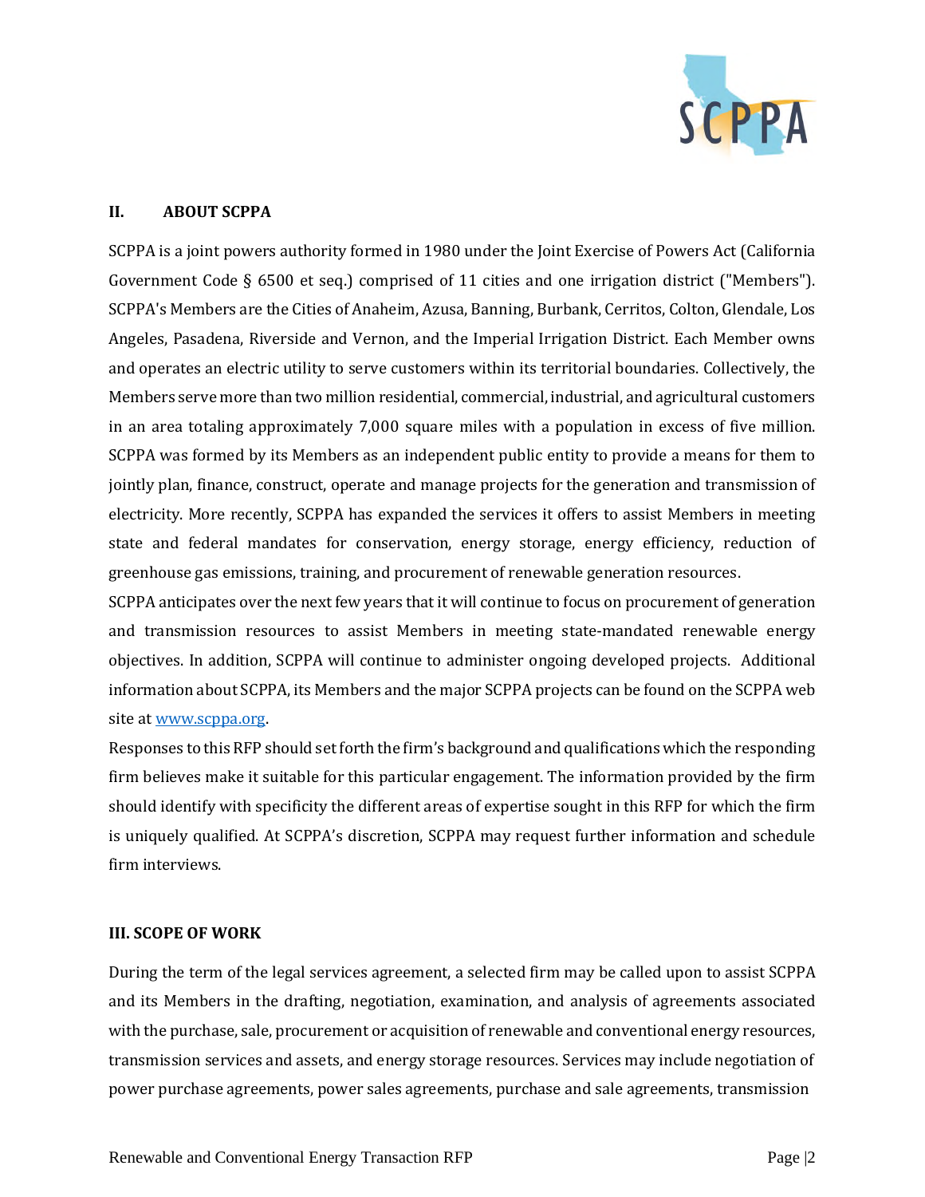## II. ABOUT SCPPA

SCPPA is a joint powers authority formed in 1980 under the Joint Exercise of Powers Act (California Government Code § 6500 et seq.) comprised of 11 cities and one irrigation district ("Members"). SCPPA's Members are the Cities of Anaheim, Azusa, Banning, Burbank, Cerritos, Colton, Glendale, Los Angeles, Pasadena, Riverside and Vernon, and the Imperial Irrigation District. Each Member owns and operates an electric utility to serve customers within its territorial boundaries. Collectively, the Members serve more than two million residential, commercial, industrial, and agricultural customers in an area totaling approximately 7,000 square miles with a population in excess of five million. SCPPA was formed by its Members as an independent public entity to provide a means for them to jointly plan, finance, construct, operate and manage projects for the generation and transmission of electricity. More recently, SCPPA has expanded the services it offers to assist Members in meeting state and federal mandates for conservation, energy storage, energy efficiency, reduction of greenhouse gas emissions, training, and procurement of renewable generation resources.

SCPPA anticipates over the next few years that it will continue to focus on procurement of generation and transmission resources to assist Members in meeting state-mandated renewable energy objectives. In addition, SCPPA will continue to administer ongoing developed projects. Additional information about SCPPA, its Members and the major SCPPA projects can be found on the SCPPA web site at [www.scppa.org](http://www.scppa.org).

Responses to this RFP should set forth the firm's background and qualifications which the responding firm believes make it suitable for this particular engagement. The information provided by the firm should identify with specificity the different areas of expertise sought in this RFP for which the firm is uniquely qualified. At SCPPA's discretion, SCPPA may request further information and schedule firm interviews.

## III. SCOPE OF WORK

During the term of the legal services agreement, a selected firm may be called upon to assist SCPPA and its Members in the drafting, negotiation, examination, and analysis of agreements associated with the purchase, sale, procurement or acquisition of renewable and conventional energy resources, transmission services and assets, and energy storage resources. Services may include negotiation of power purchase agreements, power sales agreements, purchase and sale agreements, transmission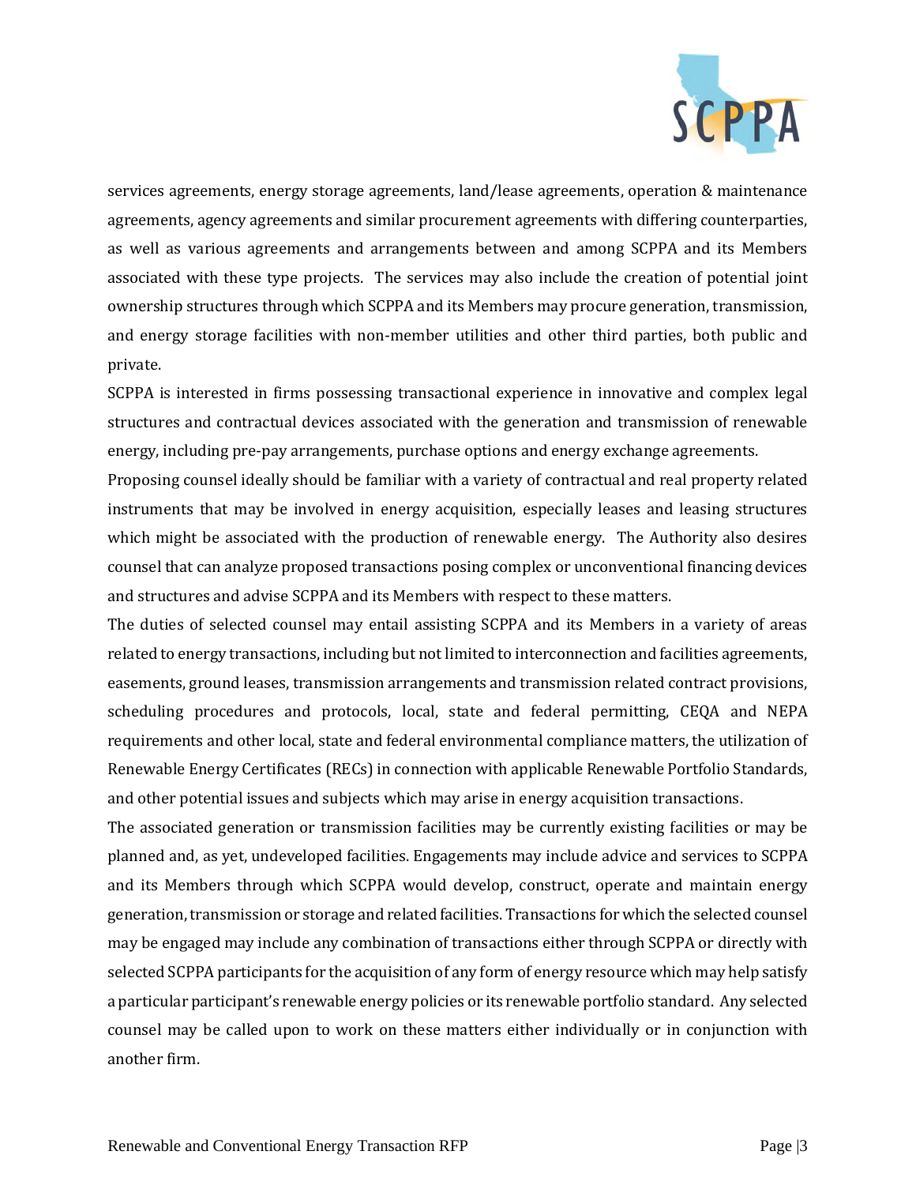services agreements, energy storage agreements, land/lease agreements, operation & maintenance agreements, agency agreements and similar procurement agreements with differing counterparties, as well as various agreements and arrangements between and among SCPPA and its Members associated with these type projects. The services may also include the creation of potential joint ownership structures through which SCPPA and its Members may procure generation, transmission, and energy storage facilities with non-member utilities and other third parties, both public and private.

SCPPA is interested in firms possessing transactional experience in innovative and complex legal structures and contractual devices associated with the generation and transmission of renewable energy, including pre-pay arrangements, purchase options and energy exchange agreements.

Proposing counsel ideally should be familiar with a variety of contractual and real property related instruments that may be involved in energy acquisition, especially leases and leasing structures which might be associated with the production of renewable energy. The Authority also desires counsel that can analyze proposed transactions posing complex or unconventional financing devices and structures and advise SCPPA and its Members with respect to these matters.

The duties of selected counsel may entail assisting SCPPA and its Members in a variety of areas related to energy transactions, including but not limited to interconnection and facilities agreements, easements, ground leases, transmission arrangements and transmission related contract provisions, scheduling procedures and protocols, local, state and federal permitting, CEQA and NEPA requirements and other local, state and federal environmental compliance matters, the utilization of Renewable Energy Certificates (RECs) in connection with applicable Renewable Portfolio Standards, and other potential issues and subjects which may arise in energy acquisition transactions.

The associated generation or transmission facilities may be currently existing facilities or may be planned and, as yet, undeveloped facilities. Engagements may include advice and services to SCPPA and its Members through which SCPPA would develop, construct, operate and maintain energy generation, transmission or storage and related facilities. Transactions for which the selected counsel may be engaged may include any combination of transactions either through SCPPA or directly with selected SCPPA participants for the acquisition of any form of energy resource which may help satisfy a particular participant's renewable energy policies or its renewable portfolio standard. Any selected counsel may be called upon to work on these matters either individually or in conjunction with another firm.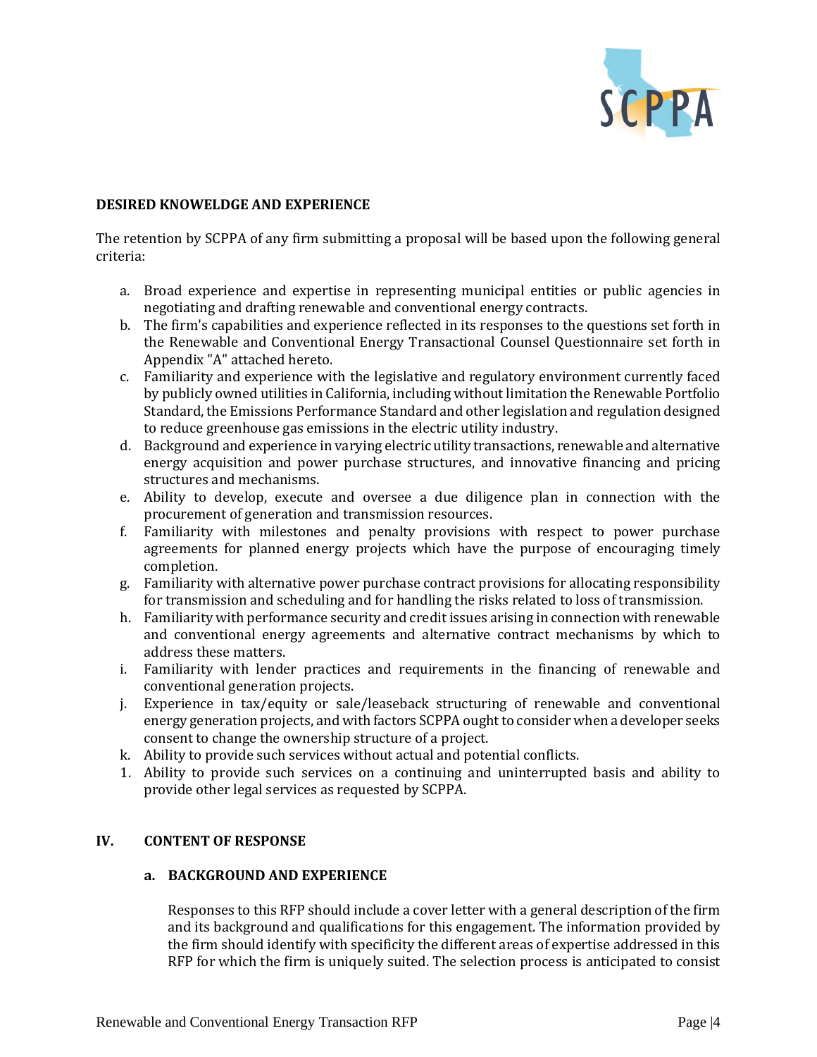**DESIRED KNOWELDGE AND EXPERIENCE**

The retention by SCPPA of any firm submitting a proposal will be based upon the following general criteria:

a. Broad experience and expertise in representing municipal entities or public agencies in negotiating and drafting renewable and conventional energy contracts.
b. The firm's capabilities and experience reflected in its responses to the questions set forth in the Renewable and Conventional Energy Transactional Counsel Questionnaire set forth in Appendix "A" attached hereto.
c. Familiarity and experience with the legislative and regulatory environment currently faced by publicly owned utilities in California, including without limitation the Renewable Portfolio Standard, the Emissions Performance Standard and other legislation and regulation designed to reduce greenhouse gas emissions in the electric utility industry.
d. Background and experience in varying electric utility transactions, renewable and alternative energy acquisition and power purchase structures, and innovative financing and pricing structures and mechanisms.
e. Ability to develop, execute and oversee a due diligence plan in connection with the procurement of generation and transmission resources.
f. Familiarity with milestones and penalty provisions with respect to power purchase agreements for planned energy projects which have the purpose of encouraging timely completion.
g. Familiarity with alternative power purchase contract provisions for allocating responsibility for transmission and scheduling and for handling the risks related to loss of transmission.
h. Familiarity with performance security and credit issues arising in connection with renewable and conventional energy agreements and alternative contract mechanisms by which to address these matters.
i. Familiarity with lender practices and requirements in the financing of renewable and conventional generation projects.
j. Experience in tax/equity or sale/leaseback structuring of renewable and conventional energy generation projects, and with factors SCPPA ought to consider when a developer seeks consent to change the ownership structure of a project.
k. Ability to provide such services without actual and potential conflicts.
1. Ability to provide such services on a continuing and uninterrupted basis and ability to provide other legal services as requested by SCPPA.

## IV. CONTENT OF RESPONSE

### a. BACKGROUND AND EXPERIENCE

Responses to this RFP should include a cover letter with a general description of the firm and its background and qualifications for this engagement. The information provided by the firm should identify with specificity the different areas of expertise addressed in this RFP for which the firm is uniquely suited. The selection process is anticipated to consist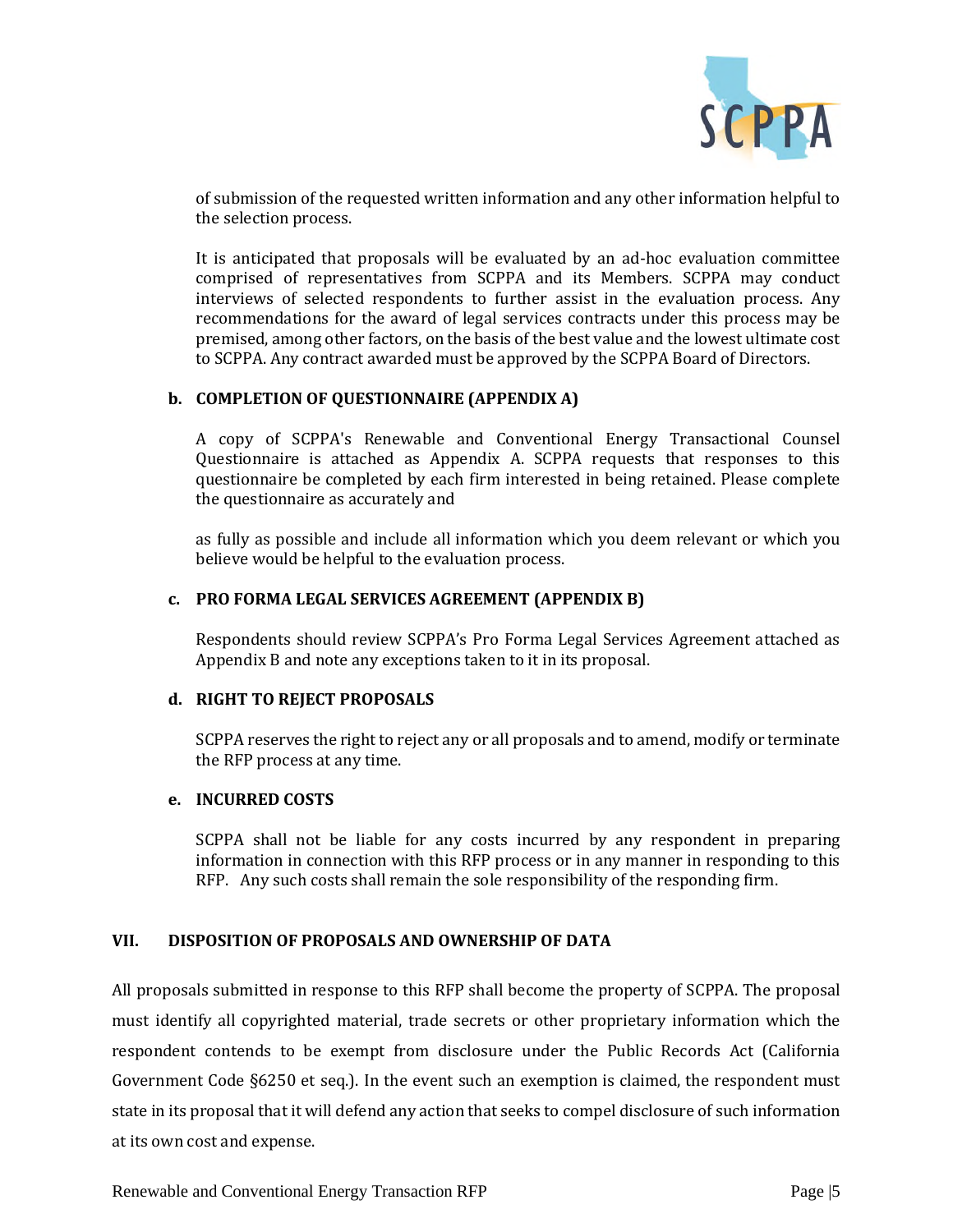of submission of the requested written information and any other information helpful to the selection process.

It is anticipated that proposals will be evaluated by an ad-hoc evaluation committee comprised of representatives from SCPPA and its Members. SCPPA may conduct interviews of selected respondents to further assist in the evaluation process. Any recommendations for the award of legal services contracts under this process may be premised, among other factors, on the basis of the best value and the lowest ultimate cost to SCPPA. Any contract awarded must be approved by the SCPPA Board of Directors.

**b. COMPLETION OF QUESTIONNAIRE (APPENDIX A)**

A copy of SCPPA's Renewable and Conventional Energy Transactional Counsel Questionnaire is attached as Appendix A. SCPPA requests that responses to this questionnaire be completed by each firm interested in being retained. Please complete the questionnaire as accurately and

as fully as possible and include all information which you deem relevant or which you believe would be helpful to the evaluation process.

**c. PRO FORMA LEGAL SERVICES AGREEMENT (APPENDIX B)**

Respondents should review SCPPA's Pro Forma Legal Services Agreement attached as Appendix B and note any exceptions taken to it in its proposal.

**d. RIGHT TO REJECT PROPOSALS**

SCPPA reserves the right to reject any or all proposals and to amend, modify or terminate the RFP process at any time.

**e. INCURRED COSTS**

SCPPA shall not be liable for any costs incurred by any respondent in preparing information in connection with this RFP process or in any manner in responding to this RFP. Any such costs shall remain the sole responsibility of the responding firm.

## VII. DISPOSITION OF PROPOSALS AND OWNERSHIP OF DATA

All proposals submitted in response to this RFP shall become the property of SCPPA. The proposal must identify all copyrighted material, trade secrets or other proprietary information which the respondent contends to be exempt from disclosure under the Public Records Act (California Government Code §6250 et seq.). In the event such an exemption is claimed, the respondent must state in its proposal that it will defend any action that seeks to compel disclosure of such information at its own cost and expense.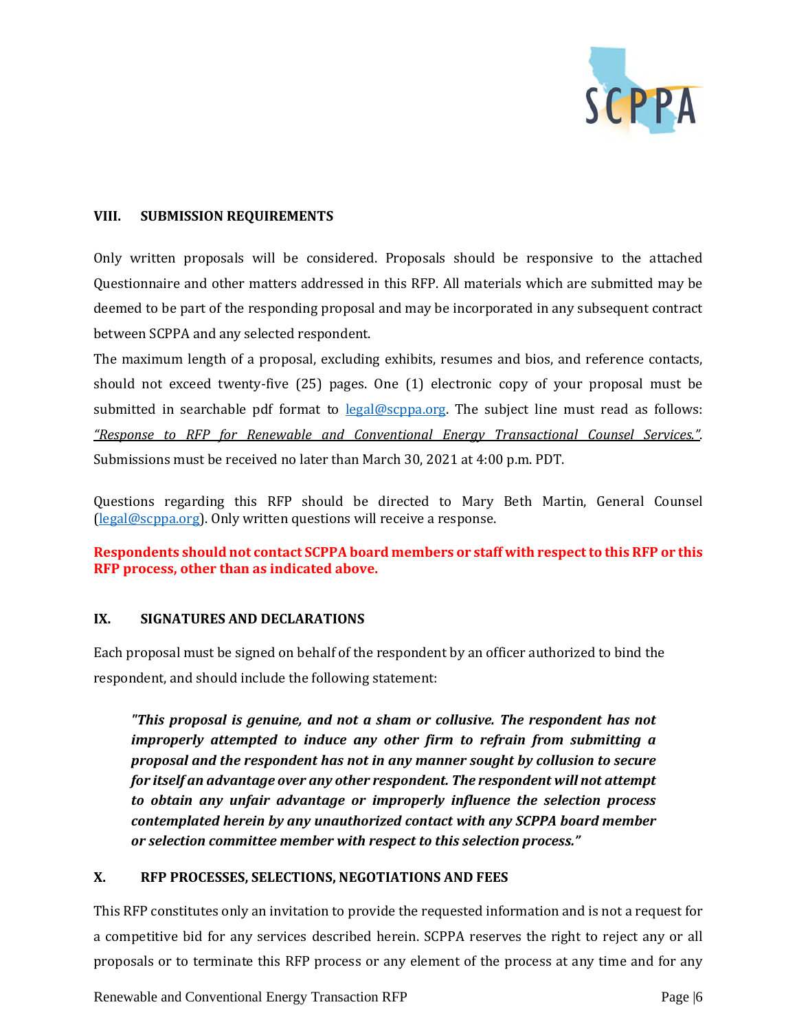## VIII. SUBMISSION REQUIREMENTS

Only written proposals will be considered. Proposals should be responsive to the attached Questionnaire and other matters addressed in this RFP. All materials which are submitted may be deemed to be part of the responding proposal and may be incorporated in any subsequent contract between SCPPA and any selected respondent.

The maximum length of a proposal, excluding exhibits, resumes and bios, and reference contacts, should not exceed twenty-five (25) pages. One (1) electronic copy of your proposal must be submitted in searchable pdf format to legal@scppa.org. The subject line must read as follows: *"Response to RFP for Renewable and Conventional Energy Transactional Counsel Services."*. Submissions must be received no later than March 30, 2021 at 4:00 p.m. PDT.

Questions regarding this RFP should be directed to Mary Beth Martin, General Counsel (legal@scppa.org). Only written questions will receive a response.

**Respondents should not contact SCPPA board members or staff with respect to this RFP or this RFP process, other than as indicated above.**

## IX. SIGNATURES AND DECLARATIONS

Each proposal must be signed on behalf of the respondent by an officer authorized to bind the respondent, and should include the following statement:

> ***"This proposal is genuine, and not a sham or collusive. The respondent has not improperly attempted to induce any other firm to refrain from submitting a proposal and the respondent has not in any manner sought by collusion to secure for itself an advantage over any other respondent. The respondent will not attempt to obtain any unfair advantage or improperly influence the selection process contemplated herein by any unauthorized contact with any SCPPA board member or selection committee member with respect to this selection process."***

## X. RFP PROCESSES, SELECTIONS, NEGOTIATIONS AND FEES

This RFP constitutes only an invitation to provide the requested information and is not a request for a competitive bid for any services described herein. SCPPA reserves the right to reject any or all proposals or to terminate this RFP process or any element of the process at any time and for any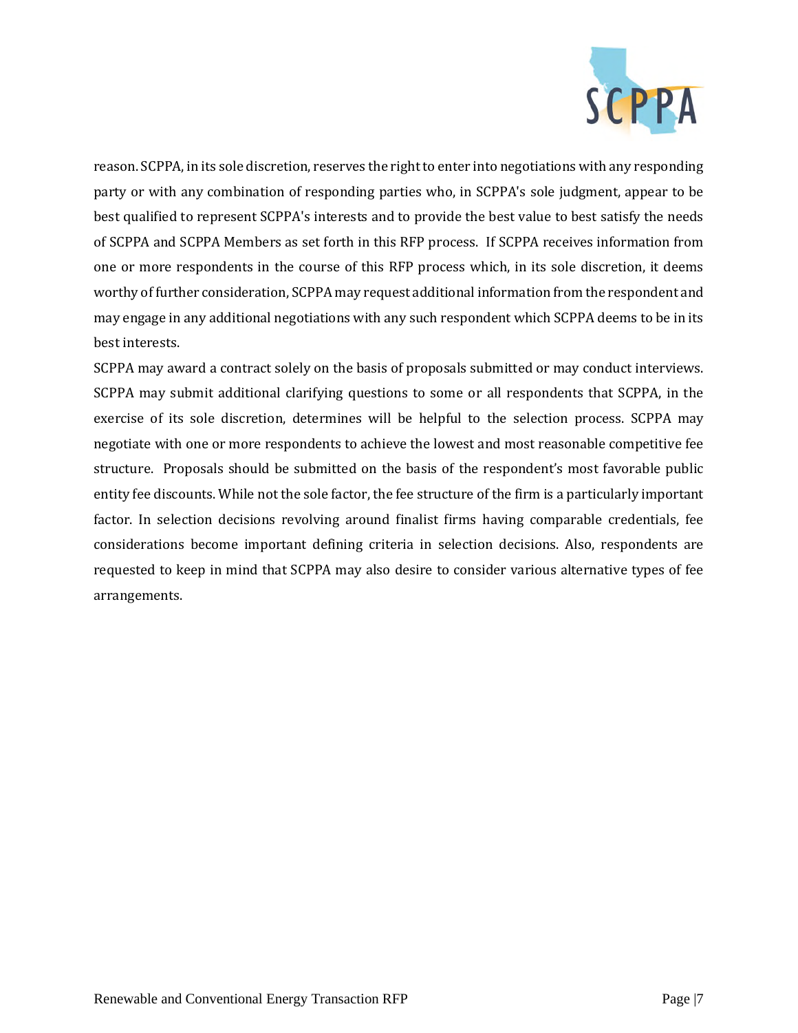reason. SCPPA, in its sole discretion, reserves the right to enter into negotiations with any responding party or with any combination of responding parties who, in SCPPA's sole judgment, appear to be best qualified to represent SCPPA's interests and to provide the best value to best satisfy the needs of SCPPA and SCPPA Members as set forth in this RFP process. If SCPPA receives information from one or more respondents in the course of this RFP process which, in its sole discretion, it deems worthy of further consideration, SCPPA may request additional information from the respondent and may engage in any additional negotiations with any such respondent which SCPPA deems to be in its best interests.

SCPPA may award a contract solely on the basis of proposals submitted or may conduct interviews. SCPPA may submit additional clarifying questions to some or all respondents that SCPPA, in the exercise of its sole discretion, determines will be helpful to the selection process. SCPPA may negotiate with one or more respondents to achieve the lowest and most reasonable competitive fee structure. Proposals should be submitted on the basis of the respondent's most favorable public entity fee discounts. While not the sole factor, the fee structure of the firm is a particularly important factor. In selection decisions revolving around finalist firms having comparable credentials, fee considerations become important defining criteria in selection decisions. Also, respondents are requested to keep in mind that SCPPA may also desire to consider various alternative types of fee arrangements.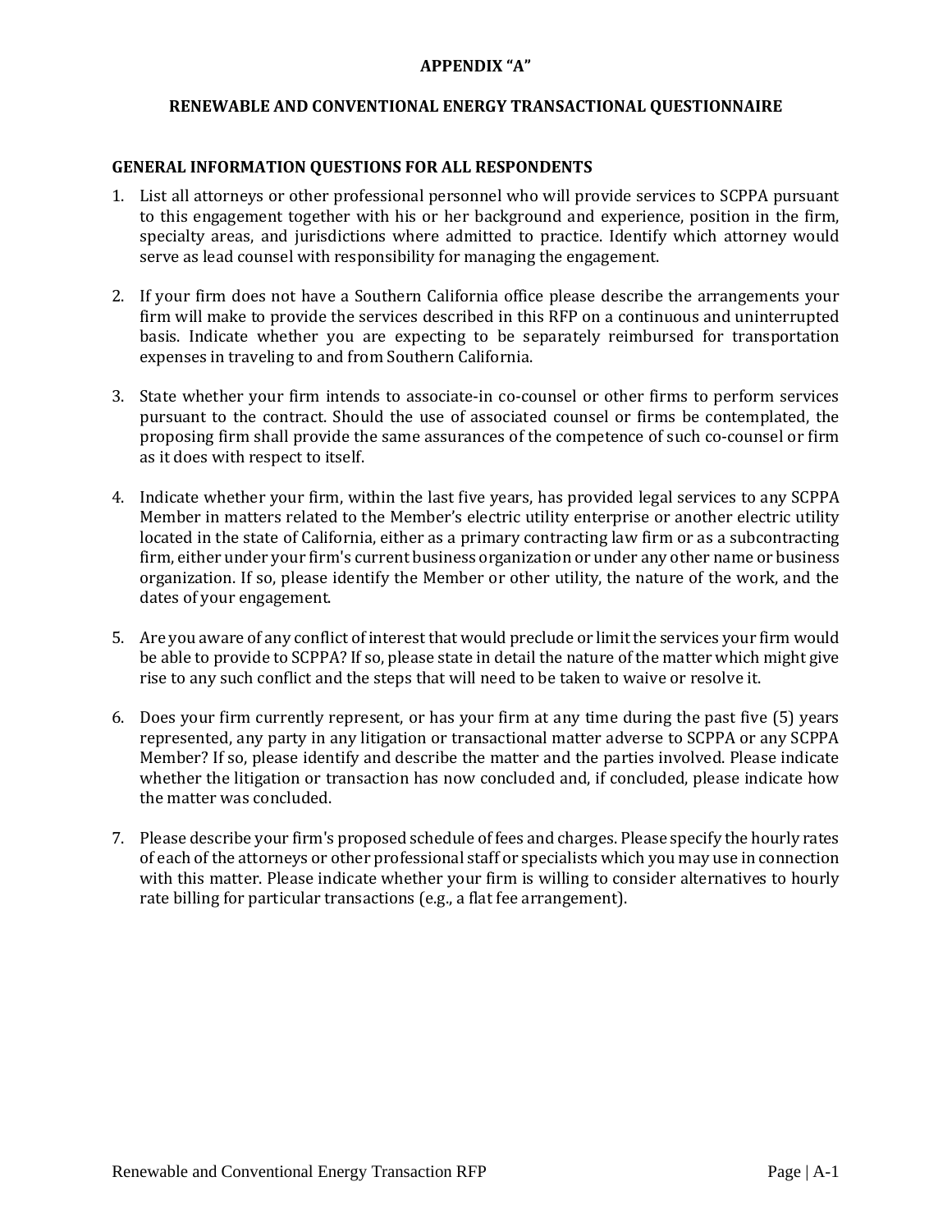## APPENDIX "A"

## RENEWABLE AND CONVENTIONAL ENERGY TRANSACTIONAL QUESTIONNAIRE

### GENERAL INFORMATION QUESTIONS FOR ALL RESPONDENTS

1. List all attorneys or other professional personnel who will provide services to SCPPA pursuant to this engagement together with his or her background and experience, position in the firm, specialty areas, and jurisdictions where admitted to practice. Identify which attorney would serve as lead counsel with responsibility for managing the engagement.

2. If your firm does not have a Southern California office please describe the arrangements your firm will make to provide the services described in this RFP on a continuous and uninterrupted basis. Indicate whether you are expecting to be separately reimbursed for transportation expenses in traveling to and from Southern California.

3. State whether your firm intends to associate-in co-counsel or other firms to perform services pursuant to the contract. Should the use of associated counsel or firms be contemplated, the proposing firm shall provide the same assurances of the competence of such co-counsel or firm as it does with respect to itself.

4. Indicate whether your firm, within the last five years, has provided legal services to any SCPPA Member in matters related to the Member's electric utility enterprise or another electric utility located in the state of California, either as a primary contracting law firm or as a subcontracting firm, either under your firm's current business organization or under any other name or business organization. If so, please identify the Member or other utility, the nature of the work, and the dates of your engagement.

5. Are you aware of any conflict of interest that would preclude or limit the services your firm would be able to provide to SCPPA? If so, please state in detail the nature of the matter which might give rise to any such conflict and the steps that will need to be taken to waive or resolve it.

6. Does your firm currently represent, or has your firm at any time during the past five (5) years represented, any party in any litigation or transactional matter adverse to SCPPA or any SCPPA Member? If so, please identify and describe the matter and the parties involved. Please indicate whether the litigation or transaction has now concluded and, if concluded, please indicate how the matter was concluded.

7. Please describe your firm's proposed schedule of fees and charges. Please specify the hourly rates of each of the attorneys or other professional staff or specialists which you may use in connection with this matter. Please indicate whether your firm is willing to consider alternatives to hourly rate billing for particular transactions (e.g., a flat fee arrangement).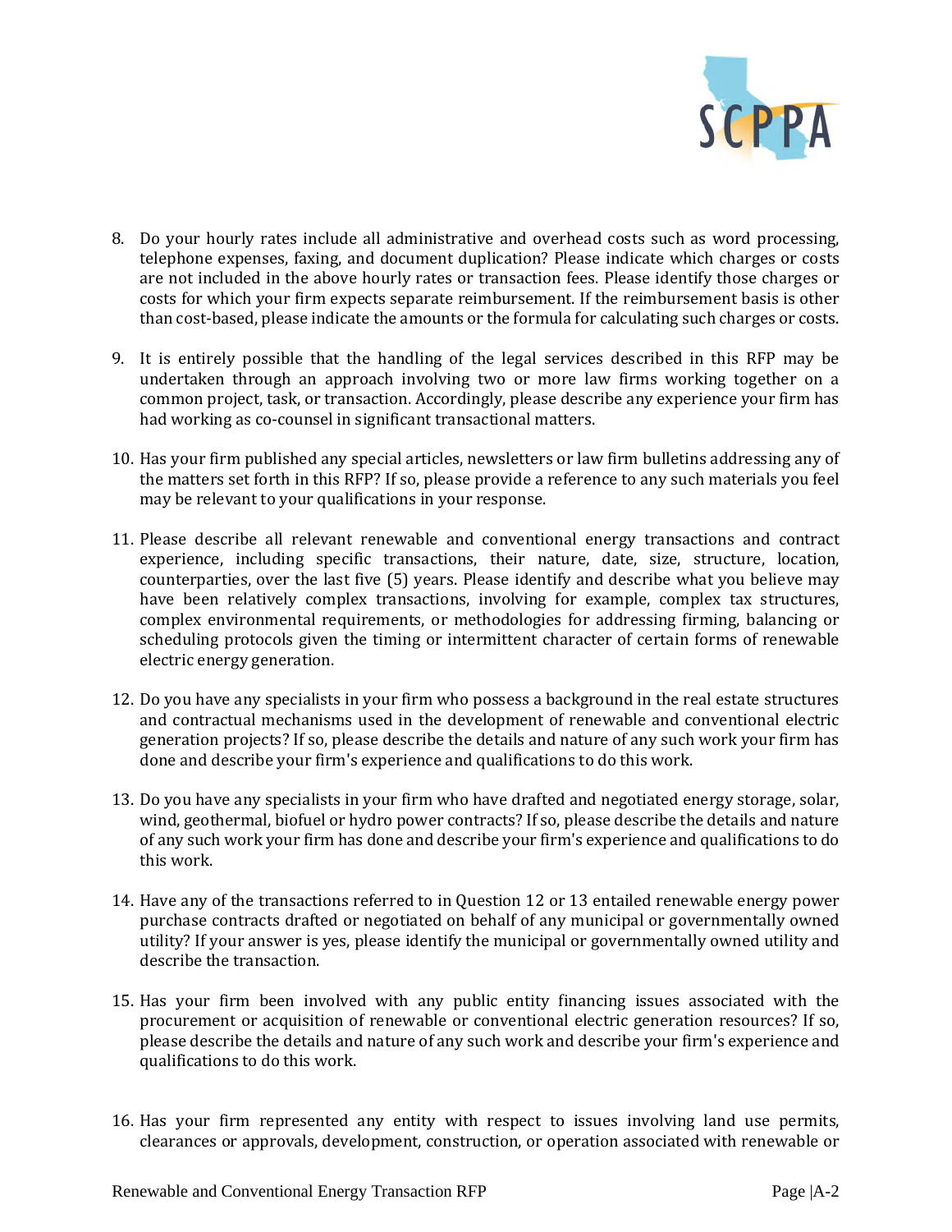8. Do your hourly rates include all administrative and overhead costs such as word processing, telephone expenses, faxing, and document duplication? Please indicate which charges or costs are not included in the above hourly rates or transaction fees. Please identify those charges or costs for which your firm expects separate reimbursement. If the reimbursement basis is other than cost-based, please indicate the amounts or the formula for calculating such charges or costs.

9. It is entirely possible that the handling of the legal services described in this RFP may be undertaken through an approach involving two or more law firms working together on a common project, task, or transaction. Accordingly, please describe any experience your firm has had working as co-counsel in significant transactional matters.

10. Has your firm published any special articles, newsletters or law firm bulletins addressing any of the matters set forth in this RFP? If so, please provide a reference to any such materials you feel may be relevant to your qualifications in your response.

11. Please describe all relevant renewable and conventional energy transactions and contract experience, including specific transactions, their nature, date, size, structure, location, counterparties, over the last five (5) years. Please identify and describe what you believe may have been relatively complex transactions, involving for example, complex tax structures, complex environmental requirements, or methodologies for addressing firming, balancing or scheduling protocols given the timing or intermittent character of certain forms of renewable electric energy generation.

12. Do you have any specialists in your firm who possess a background in the real estate structures and contractual mechanisms used in the development of renewable and conventional electric generation projects? If so, please describe the details and nature of any such work your firm has done and describe your firm's experience and qualifications to do this work.

13. Do you have any specialists in your firm who have drafted and negotiated energy storage, solar, wind, geothermal, biofuel or hydro power contracts? If so, please describe the details and nature of any such work your firm has done and describe your firm's experience and qualifications to do this work.

14. Have any of the transactions referred to in Question 12 or 13 entailed renewable energy power purchase contracts drafted or negotiated on behalf of any municipal or governmentally owned utility? If your answer is yes, please identify the municipal or governmentally owned utility and describe the transaction.

15. Has your firm been involved with any public entity financing issues associated with the procurement or acquisition of renewable or conventional electric generation resources? If so, please describe the details and nature of any such work and describe your firm's experience and qualifications to do this work.

16. Has your firm represented any entity with respect to issues involving land use permits, clearances or approvals, development, construction, or operation associated with renewable or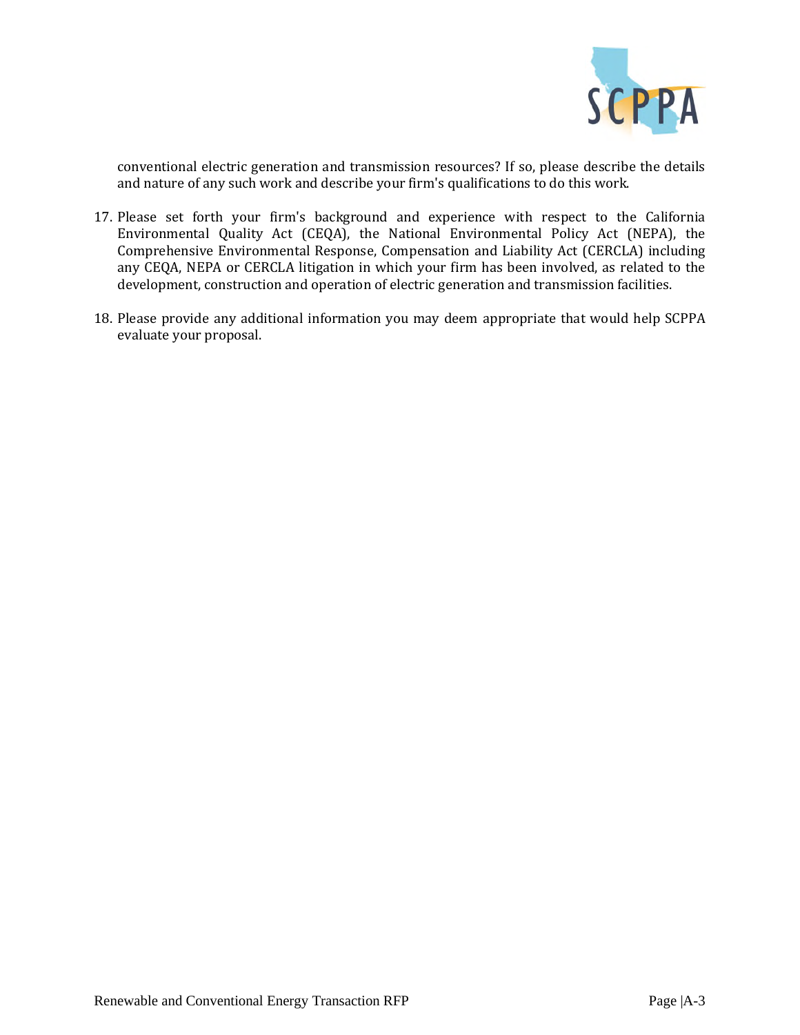conventional electric generation and transmission resources? If so, please describe the details and nature of any such work and describe your firm's qualifications to do this work.

17. Please set forth your firm's background and experience with respect to the California Environmental Quality Act (CEQA), the National Environmental Policy Act (NEPA), the Comprehensive Environmental Response, Compensation and Liability Act (CERCLA) including any CEQA, NEPA or CERCLA litigation in which your firm has been involved, as related to the development, construction and operation of electric generation and transmission facilities.

18. Please provide any additional information you may deem appropriate that would help SCPPA evaluate your proposal.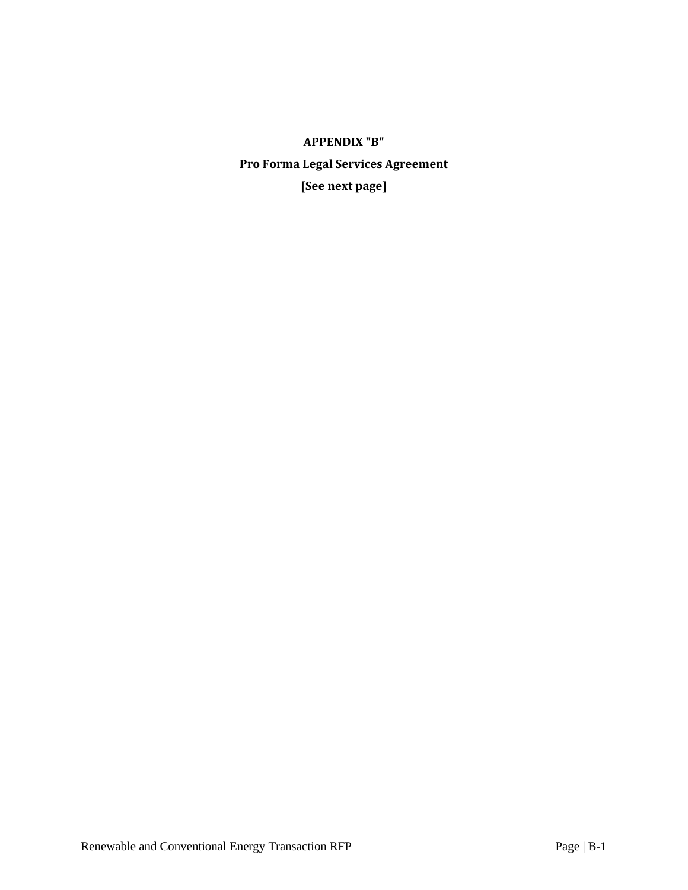**APPENDIX "B"**

**Pro Forma Legal Services Agreement**

**[See next page]**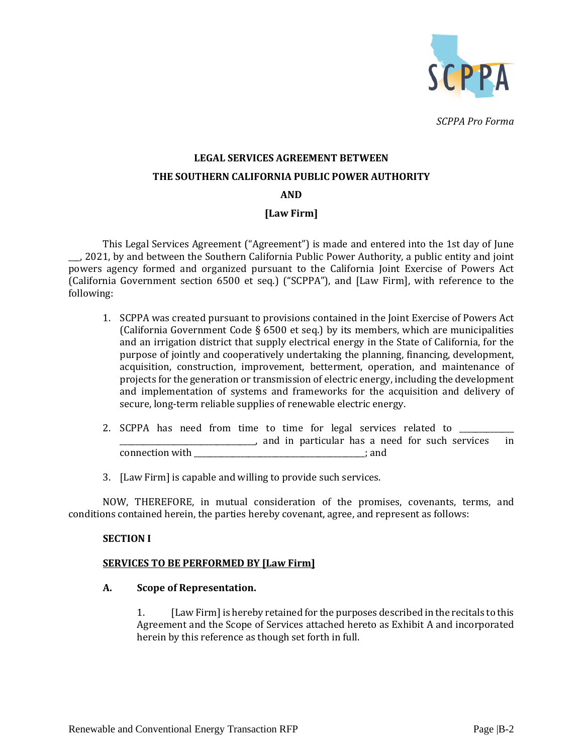*SCPPA Pro Forma*

**LEGAL SERVICES AGREEMENT BETWEEN**

**THE SOUTHERN CALIFORNIA PUBLIC POWER AUTHORITY**

**AND**

**[Law Firm]**

This Legal Services Agreement ("Agreement") is made and entered into the 1st day of June \_\_\_, 2021, by and between the Southern California Public Power Authority, a public entity and joint powers agency formed and organized pursuant to the California Joint Exercise of Powers Act (California Government section 6500 et seq.) ("SCPPA"), and [Law Firm], with reference to the following:

1. SCPPA was created pursuant to provisions contained in the Joint Exercise of Powers Act (California Government Code § 6500 et seq.) by its members, which are municipalities and an irrigation district that supply electrical energy in the State of California, for the purpose of jointly and cooperatively undertaking the planning, financing, development, acquisition, construction, improvement, betterment, operation, and maintenance of projects for the generation or transmission of electric energy, including the development and implementation of systems and frameworks for the acquisition and delivery of secure, long-term reliable supplies of renewable electric energy.

2. SCPPA has need from time to time for legal services related to \_\_\_\_\_\_\_\_\_\_\_\_\_\_\_\_\_\_\_\_\_\_\_\_\_\_\_\_\_\_\_\_\_\_\_\_\_\_\_\_\_\_\_\_\_\_\_\_, and in particular has a need for such services in connection with \_\_\_\_\_\_\_\_\_\_\_\_\_\_\_\_\_\_\_\_\_\_\_\_\_\_\_\_\_\_\_\_\_\_\_\_\_\_\_\_; and

3. [Law Firm] is capable and willing to provide such services.

NOW, THEREFORE, in mutual consideration of the promises, covenants, terms, and conditions contained herein, the parties hereby covenant, agree, and represent as follows:

**SECTION I**

**<u>SERVICES TO BE PERFORMED BY [Law Firm]</u>**

**A. Scope of Representation.**

1. [Law Firm] is hereby retained for the purposes described in the recitals to this Agreement and the Scope of Services attached hereto as Exhibit A and incorporated herein by this reference as though set forth in full.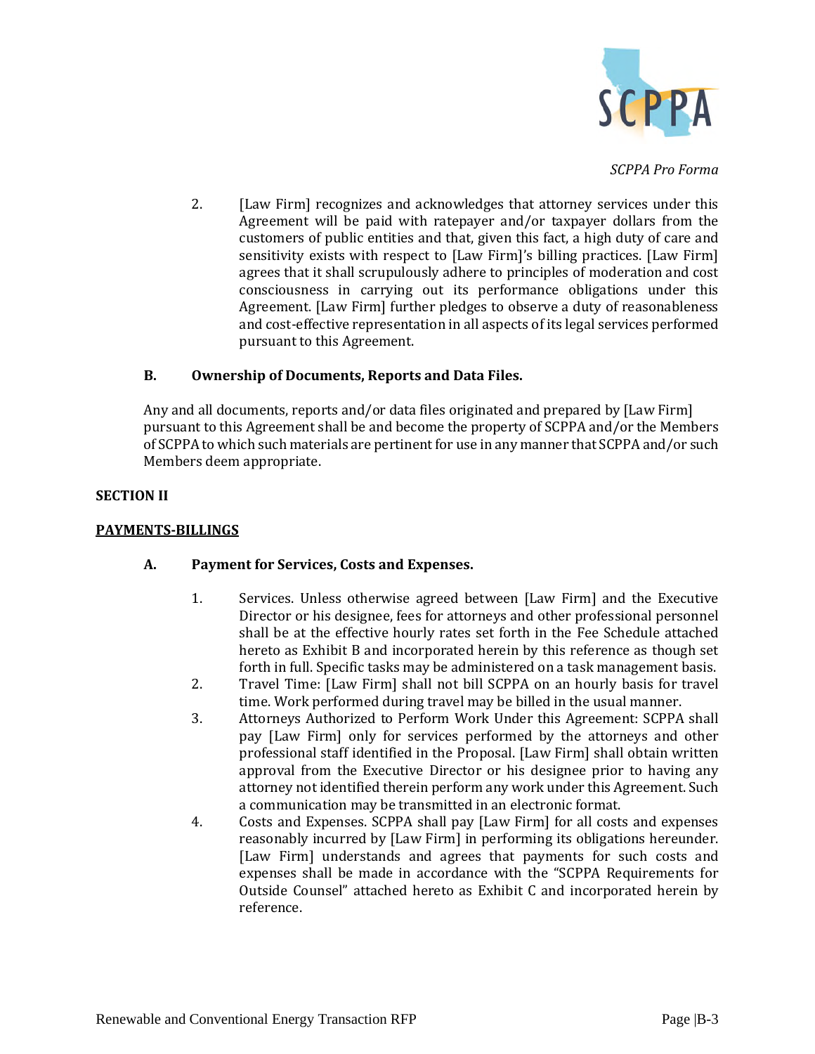*SCPPA Pro Forma*

2. [Law Firm] recognizes and acknowledges that attorney services under this Agreement will be paid with ratepayer and/or taxpayer dollars from the customers of public entities and that, given this fact, a high duty of care and sensitivity exists with respect to [Law Firm]'s billing practices. [Law Firm] agrees that it shall scrupulously adhere to principles of moderation and cost consciousness in carrying out its performance obligations under this Agreement. [Law Firm] further pledges to observe a duty of reasonableness and cost-effective representation in all aspects of its legal services performed pursuant to this Agreement.

### B. Ownership of Documents, Reports and Data Files.

Any and all documents, reports and/or data files originated and prepared by [Law Firm] pursuant to this Agreement shall be and become the property of SCPPA and/or the Members of SCPPA to which such materials are pertinent for use in any manner that SCPPA and/or such Members deem appropriate.

## SECTION II

## <u>PAYMENTS-BILLINGS</u>

### A. Payment for Services, Costs and Expenses.

1. Services. Unless otherwise agreed between [Law Firm] and the Executive Director or his designee, fees for attorneys and other professional personnel shall be at the effective hourly rates set forth in the Fee Schedule attached hereto as Exhibit B and incorporated herein by this reference as though set forth in full. Specific tasks may be administered on a task management basis.
2. Travel Time: [Law Firm] shall not bill SCPPA on an hourly basis for travel time. Work performed during travel may be billed in the usual manner.
3. Attorneys Authorized to Perform Work Under this Agreement: SCPPA shall pay [Law Firm] only for services performed by the attorneys and other professional staff identified in the Proposal. [Law Firm] shall obtain written approval from the Executive Director or his designee prior to having any attorney not identified therein perform any work under this Agreement. Such a communication may be transmitted in an electronic format.
4. Costs and Expenses. SCPPA shall pay [Law Firm] for all costs and expenses reasonably incurred by [Law Firm] in performing its obligations hereunder. [Law Firm] understands and agrees that payments for such costs and expenses shall be made in accordance with the "SCPPA Requirements for Outside Counsel" attached hereto as Exhibit C and incorporated herein by reference.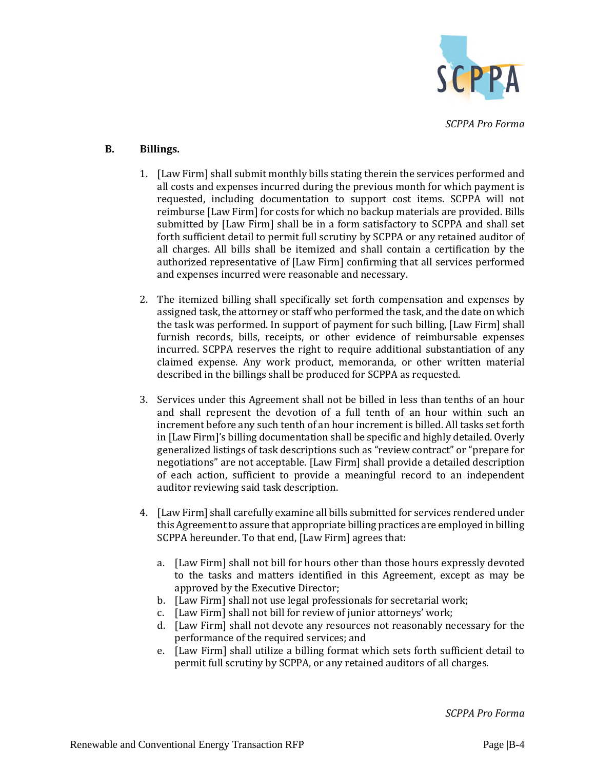## B. Billings.

1. [Law Firm] shall submit monthly bills stating therein the services performed and all costs and expenses incurred during the previous month for which payment is requested, including documentation to support cost items. SCPPA will not reimburse [Law Firm] for costs for which no backup materials are provided. Bills submitted by [Law Firm] shall be in a form satisfactory to SCPPA and shall set forth sufficient detail to permit full scrutiny by SCPPA or any retained auditor of all charges. All bills shall be itemized and shall contain a certification by the authorized representative of [Law Firm] confirming that all services performed and expenses incurred were reasonable and necessary.

2. The itemized billing shall specifically set forth compensation and expenses by assigned task, the attorney or staff who performed the task, and the date on which the task was performed. In support of payment for such billing, [Law Firm] shall furnish records, bills, receipts, or other evidence of reimbursable expenses incurred. SCPPA reserves the right to require additional substantiation of any claimed expense. Any work product, memoranda, or other written material described in the billings shall be produced for SCPPA as requested.

3. Services under this Agreement shall not be billed in less than tenths of an hour and shall represent the devotion of a full tenth of an hour within such an increment before any such tenth of an hour increment is billed. All tasks set forth in [Law Firm]'s billing documentation shall be specific and highly detailed. Overly generalized listings of task descriptions such as "review contract" or "prepare for negotiations" are not acceptable. [Law Firm] shall provide a detailed description of each action, sufficient to provide a meaningful record to an independent auditor reviewing said task description.

4. [Law Firm] shall carefully examine all bills submitted for services rendered under this Agreement to assure that appropriate billing practices are employed in billing SCPPA hereunder. To that end, [Law Firm] agrees that:

   a. [Law Firm] shall not bill for hours other than those hours expressly devoted to the tasks and matters identified in this Agreement, except as may be approved by the Executive Director;
   b. [Law Firm] shall not use legal professionals for secretarial work;
   c. [Law Firm] shall not bill for review of junior attorneys' work;
   d. [Law Firm] shall not devote any resources not reasonably necessary for the performance of the required services; and
   e. [Law Firm] shall utilize a billing format which sets forth sufficient detail to permit full scrutiny by SCPPA, or any retained auditors of all charges.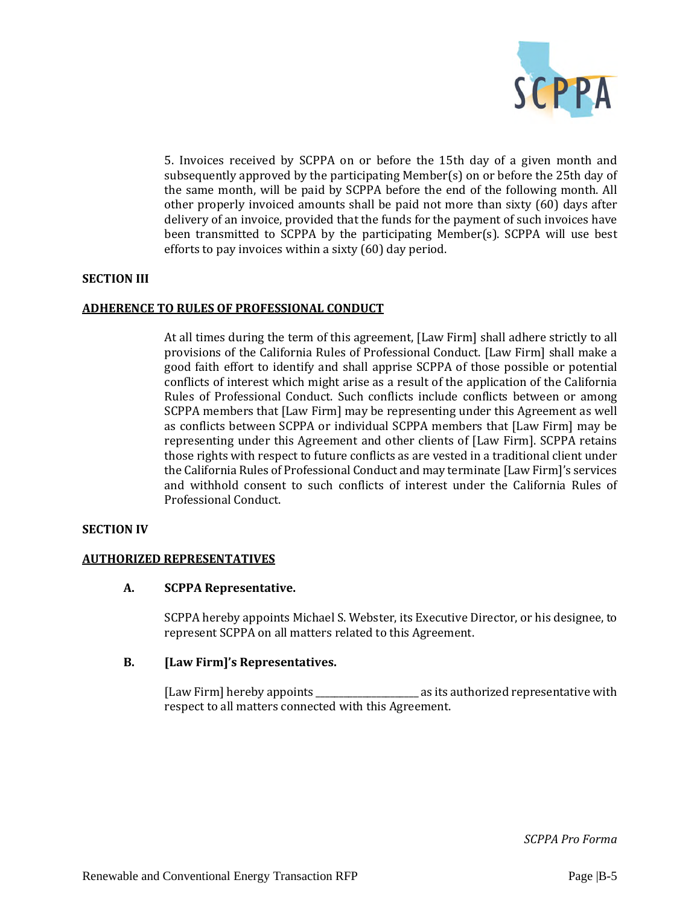5. Invoices received by SCPPA on or before the 15th day of a given month and subsequently approved by the participating Member(s) on or before the 25th day of the same month, will be paid by SCPPA before the end of the following month. All other properly invoiced amounts shall be paid not more than sixty (60) days after delivery of an invoice, provided that the funds for the payment of such invoices have been transmitted to SCPPA by the participating Member(s). SCPPA will use best efforts to pay invoices within a sixty (60) day period.

**SECTION III**

**ADHERENCE TO RULES OF PROFESSIONAL CONDUCT**

At all times during the term of this agreement, [Law Firm] shall adhere strictly to all provisions of the California Rules of Professional Conduct. [Law Firm] shall make a good faith effort to identify and shall apprise SCPPA of those possible or potential conflicts of interest which might arise as a result of the application of the California Rules of Professional Conduct. Such conflicts include conflicts between or among SCPPA members that [Law Firm] may be representing under this Agreement as well as conflicts between SCPPA or individual SCPPA members that [Law Firm] may be representing under this Agreement and other clients of [Law Firm]. SCPPA retains those rights with respect to future conflicts as are vested in a traditional client under the California Rules of Professional Conduct and may terminate [Law Firm]'s services and withhold consent to such conflicts of interest under the California Rules of Professional Conduct.

**SECTION IV**

**AUTHORIZED REPRESENTATIVES**

**A. SCPPA Representative.**

SCPPA hereby appoints Michael S. Webster, its Executive Director, or his designee, to represent SCPPA on all matters related to this Agreement.

**B. [Law Firm]'s Representatives.**

[Law Firm] hereby appoints ____________________ as its authorized representative with respect to all matters connected with this Agreement.

*SCPPA Pro Forma*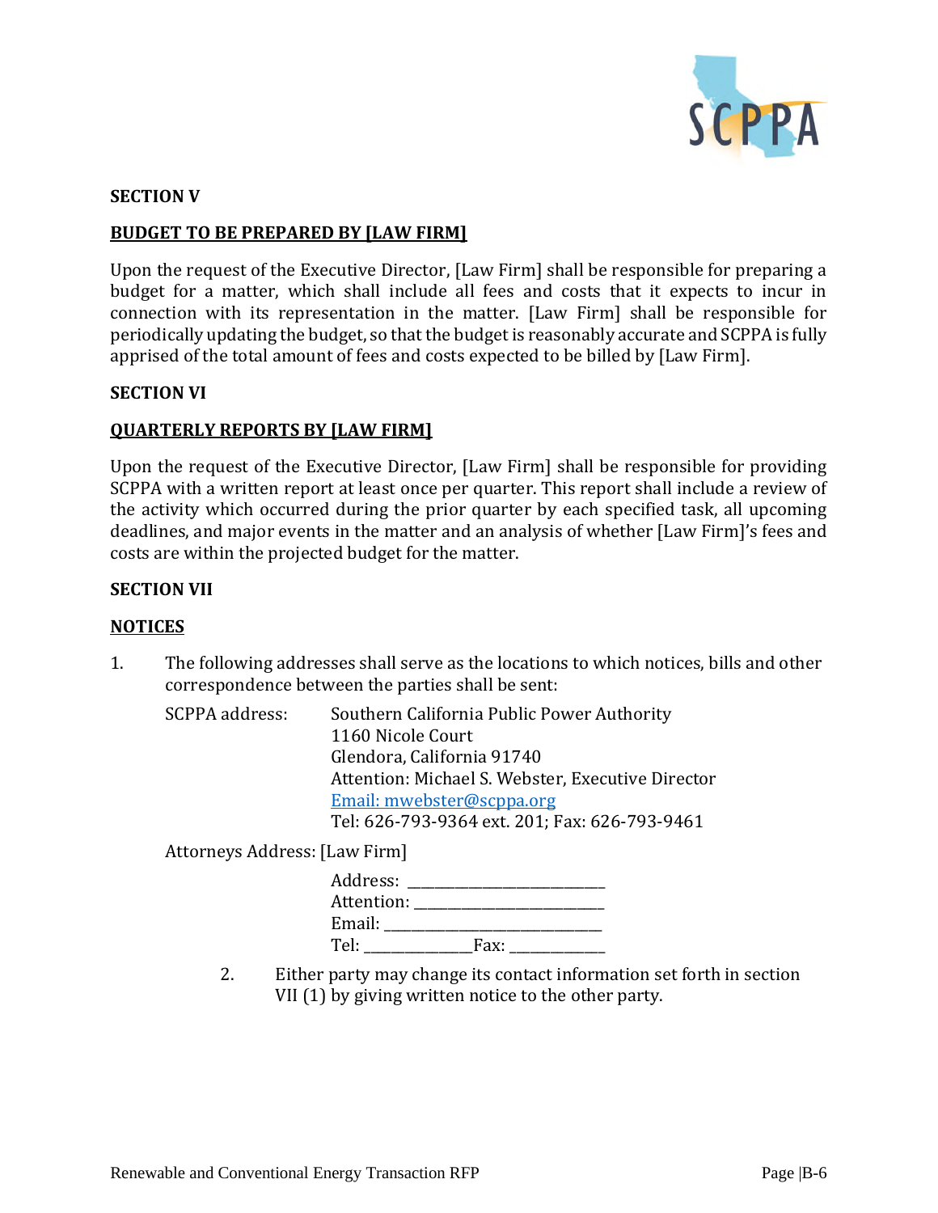**SECTION V**

**BUDGET TO BE PREPARED BY [LAW FIRM]**

Upon the request of the Executive Director, [Law Firm] shall be responsible for preparing a budget for a matter, which shall include all fees and costs that it expects to incur in connection with its representation in the matter. [Law Firm] shall be responsible for periodically updating the budget, so that the budget is reasonably accurate and SCPPA is fully apprised of the total amount of fees and costs expected to be billed by [Law Firm].

**SECTION VI**

**QUARTERLY REPORTS BY [LAW FIRM]**

Upon the request of the Executive Director, [Law Firm] shall be responsible for providing SCPPA with a written report at least once per quarter. This report shall include a review of the activity which occurred during the prior quarter by each specified task, all upcoming deadlines, and major events in the matter and an analysis of whether [Law Firm]'s fees and costs are within the projected budget for the matter.

**SECTION VII**

**NOTICES**

1. The following addresses shall serve as the locations to which notices, bills and other correspondence between the parties shall be sent:

   SCPPA address: Southern California Public Power Authority
   1160 Nicole Court
   Glendora, California 91740
   Attention: Michael S. Webster, Executive Director
   Email: mwebster@scppa.org
   Tel: 626-793-9364 ext. 201; Fax: 626-793-9461

   Attorneys Address: [Law Firm]

   Address: ___________________________
   Attention: __________________________
   Email: ______________________________
   Tel: _______________Fax: _____________

2. Either party may change its contact information set forth in section VII (1) by giving written notice to the other party.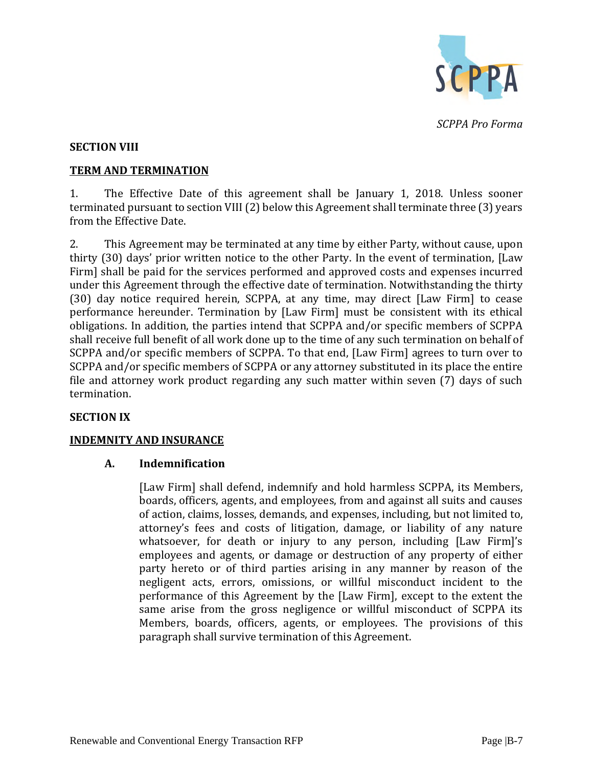*SCPPA Pro Forma*

**SECTION VIII**

**TERM AND TERMINATION**

1. The Effective Date of this agreement shall be January 1, 2018. Unless sooner terminated pursuant to section VIII (2) below this Agreement shall terminate three (3) years from the Effective Date.

2. This Agreement may be terminated at any time by either Party, without cause, upon thirty (30) days' prior written notice to the other Party. In the event of termination, [Law Firm] shall be paid for the services performed and approved costs and expenses incurred under this Agreement through the effective date of termination. Notwithstanding the thirty (30) day notice required herein, SCPPA, at any time, may direct [Law Firm] to cease performance hereunder. Termination by [Law Firm] must be consistent with its ethical obligations. In addition, the parties intend that SCPPA and/or specific members of SCPPA shall receive full benefit of all work done up to the time of any such termination on behalf of SCPPA and/or specific members of SCPPA. To that end, [Law Firm] agrees to turn over to SCPPA and/or specific members of SCPPA or any attorney substituted in its place the entire file and attorney work product regarding any such matter within seven (7) days of such termination.

**SECTION IX**

**INDEMNITY AND INSURANCE**

**A. Indemnification**

[Law Firm] shall defend, indemnify and hold harmless SCPPA, its Members, boards, officers, agents, and employees, from and against all suits and causes of action, claims, losses, demands, and expenses, including, but not limited to, attorney's fees and costs of litigation, damage, or liability of any nature whatsoever, for death or injury to any person, including [Law Firm]'s employees and agents, or damage or destruction of any property of either party hereto or of third parties arising in any manner by reason of the negligent acts, errors, omissions, or willful misconduct incident to the performance of this Agreement by the [Law Firm], except to the extent the same arise from the gross negligence or willful misconduct of SCPPA its Members, boards, officers, agents, or employees. The provisions of this paragraph shall survive termination of this Agreement.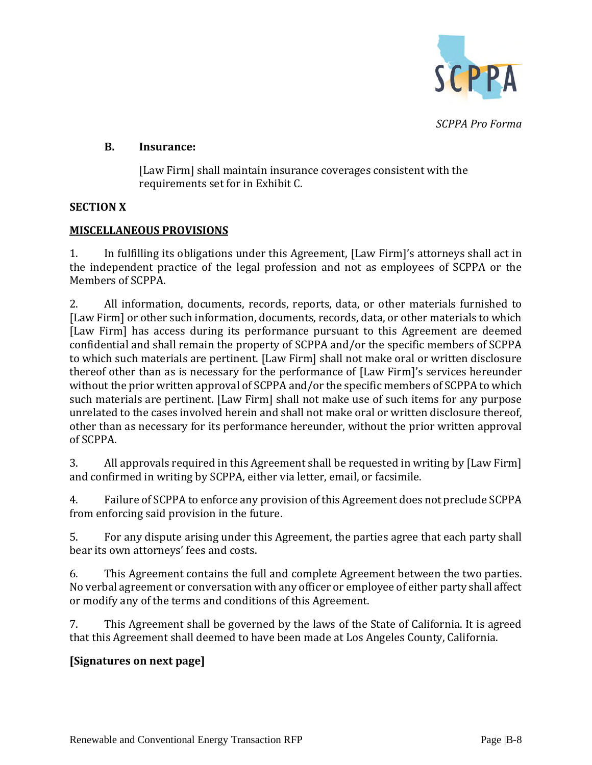*SCPPA Pro Forma*

**B. Insurance:**

[Law Firm] shall maintain insurance coverages consistent with the requirements set for in Exhibit C.

**SECTION X**

**MISCELLANEOUS PROVISIONS**

1. In fulfilling its obligations under this Agreement, [Law Firm]'s attorneys shall act in the independent practice of the legal profession and not as employees of SCPPA or the Members of SCPPA.

2. All information, documents, records, reports, data, or other materials furnished to [Law Firm] or other such information, documents, records, data, or other materials to which [Law Firm] has access during its performance pursuant to this Agreement are deemed confidential and shall remain the property of SCPPA and/or the specific members of SCPPA to which such materials are pertinent. [Law Firm] shall not make oral or written disclosure thereof other than as is necessary for the performance of [Law Firm]'s services hereunder without the prior written approval of SCPPA and/or the specific members of SCPPA to which such materials are pertinent. [Law Firm] shall not make use of such items for any purpose unrelated to the cases involved herein and shall not make oral or written disclosure thereof, other than as necessary for its performance hereunder, without the prior written approval of SCPPA.

3. All approvals required in this Agreement shall be requested in writing by [Law Firm] and confirmed in writing by SCPPA, either via letter, email, or facsimile.

4. Failure of SCPPA to enforce any provision of this Agreement does not preclude SCPPA from enforcing said provision in the future.

5. For any dispute arising under this Agreement, the parties agree that each party shall bear its own attorneys' fees and costs.

6. This Agreement contains the full and complete Agreement between the two parties. No verbal agreement or conversation with any officer or employee of either party shall affect or modify any of the terms and conditions of this Agreement.

7. This Agreement shall be governed by the laws of the State of California. It is agreed that this Agreement shall deemed to have been made at Los Angeles County, California.

**[Signatures on next page]**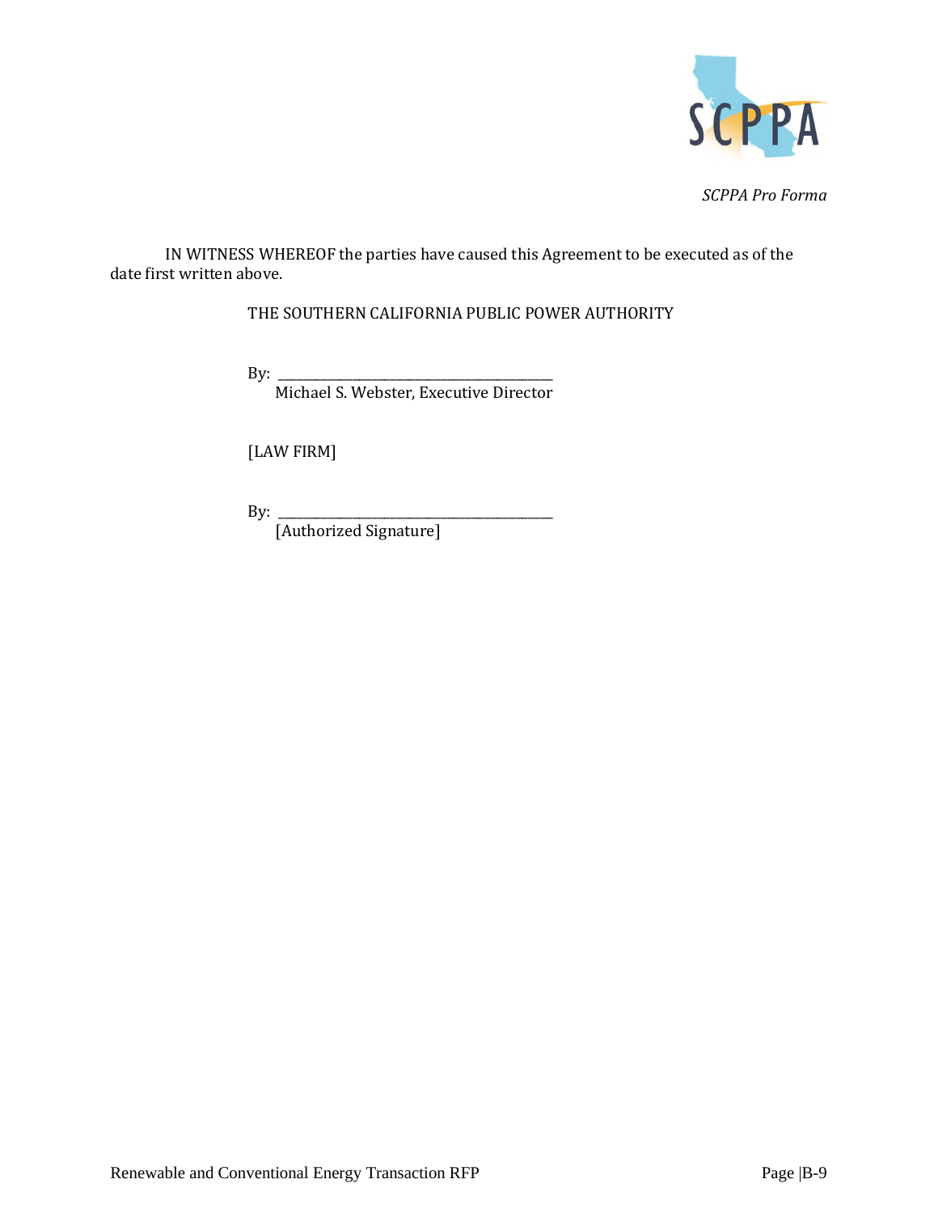IN WITNESS WHEREOF the parties have caused this Agreement to be executed as of the date first written above.

THE SOUTHERN CALIFORNIA PUBLIC POWER AUTHORITY

By: ____________________________________
Michael S. Webster, Executive Director

[LAW FIRM]

By: ____________________________________
[Authorized Signature]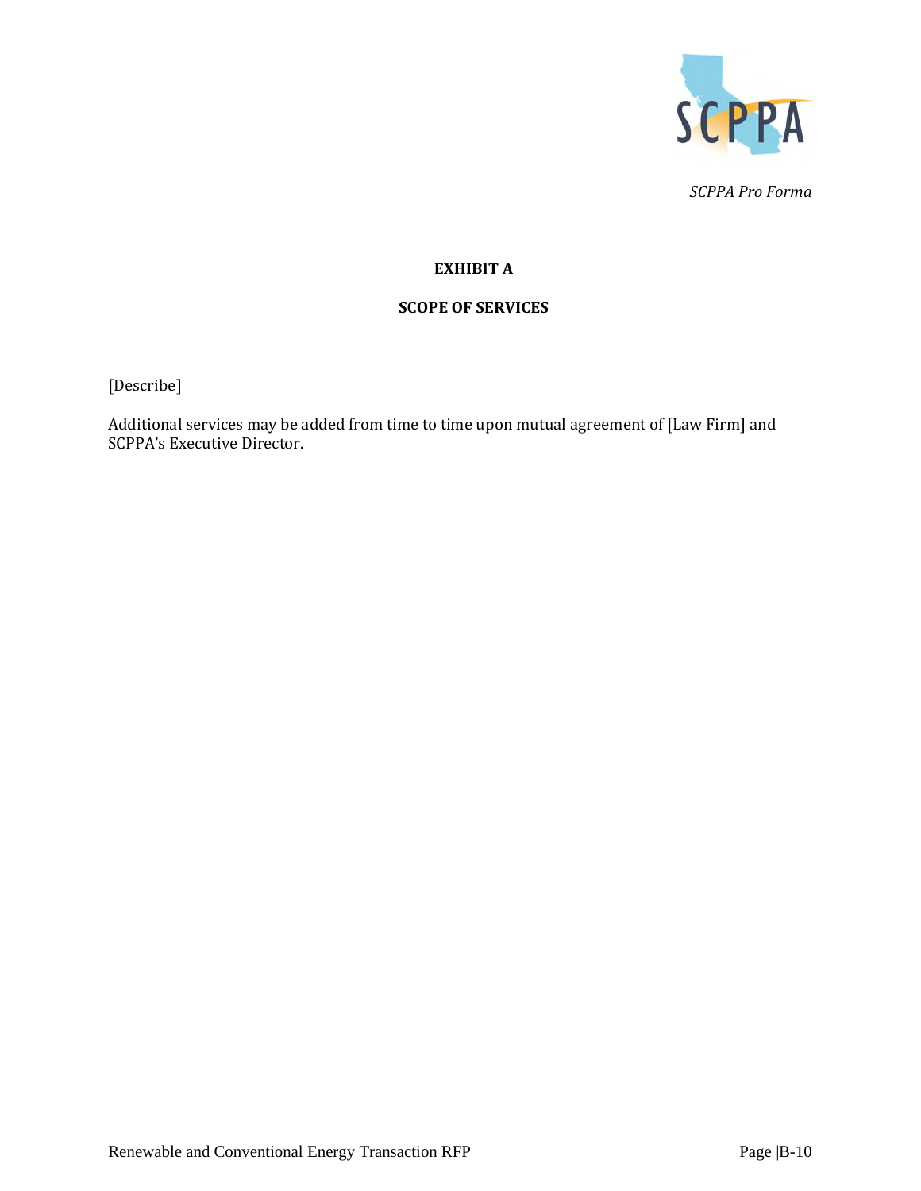*SCPPA Pro Forma*

**EXHIBIT A**

**SCOPE OF SERVICES**

[Describe]

Additional services may be added from time to time upon mutual agreement of [Law Firm] and SCPPA's Executive Director.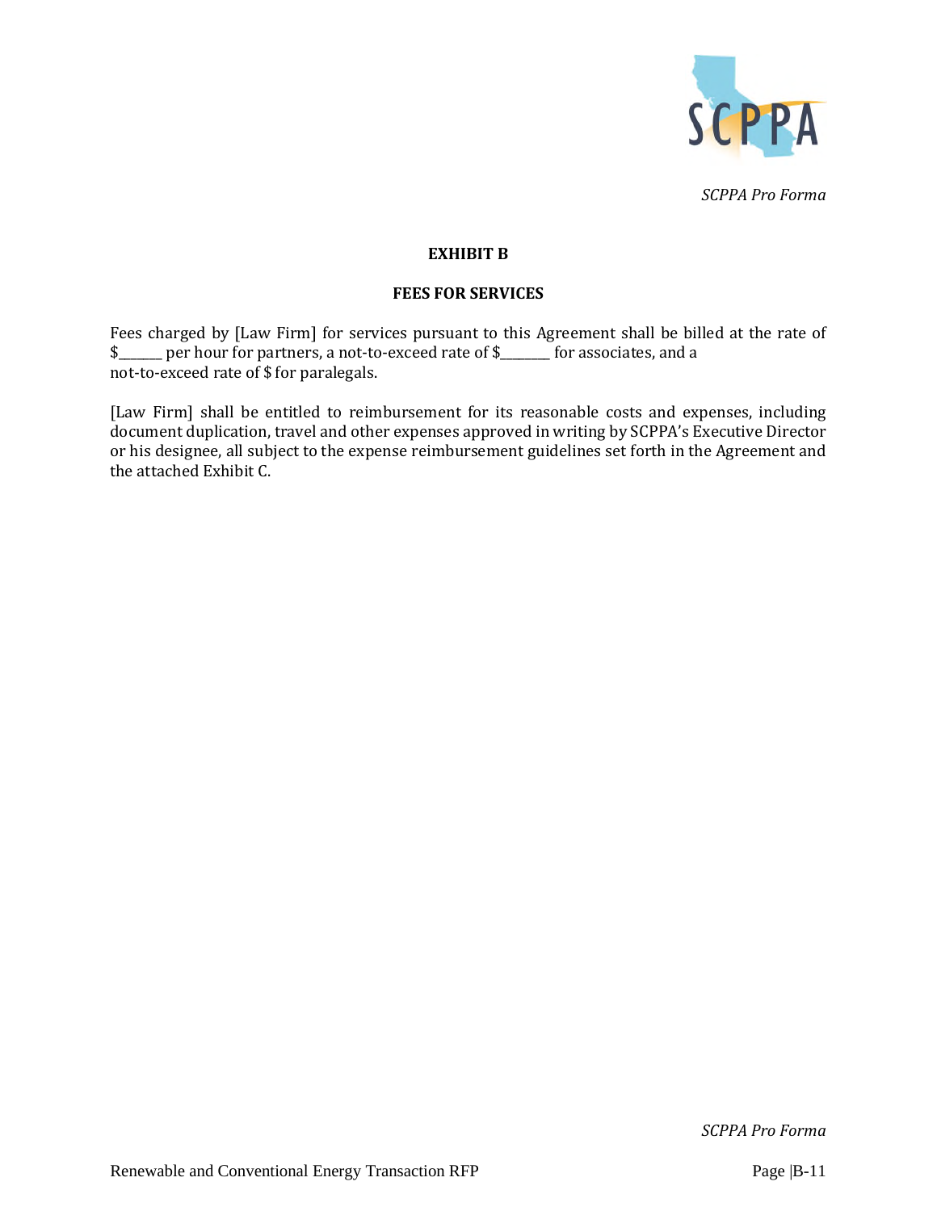## EXHIBIT B

## FEES FOR SERVICES

Fees charged by [Law Firm] for services pursuant to this Agreement shall be billed at the rate of $______ per hour for partners, a not-to-exceed rate of $_______ for associates, and a not-to-exceed rate of $ for paralegals.

[Law Firm] shall be entitled to reimbursement for its reasonable costs and expenses, including document duplication, travel and other expenses approved in writing by SCPPA's Executive Director or his designee, all subject to the expense reimbursement guidelines set forth in the Agreement and the attached Exhibit C.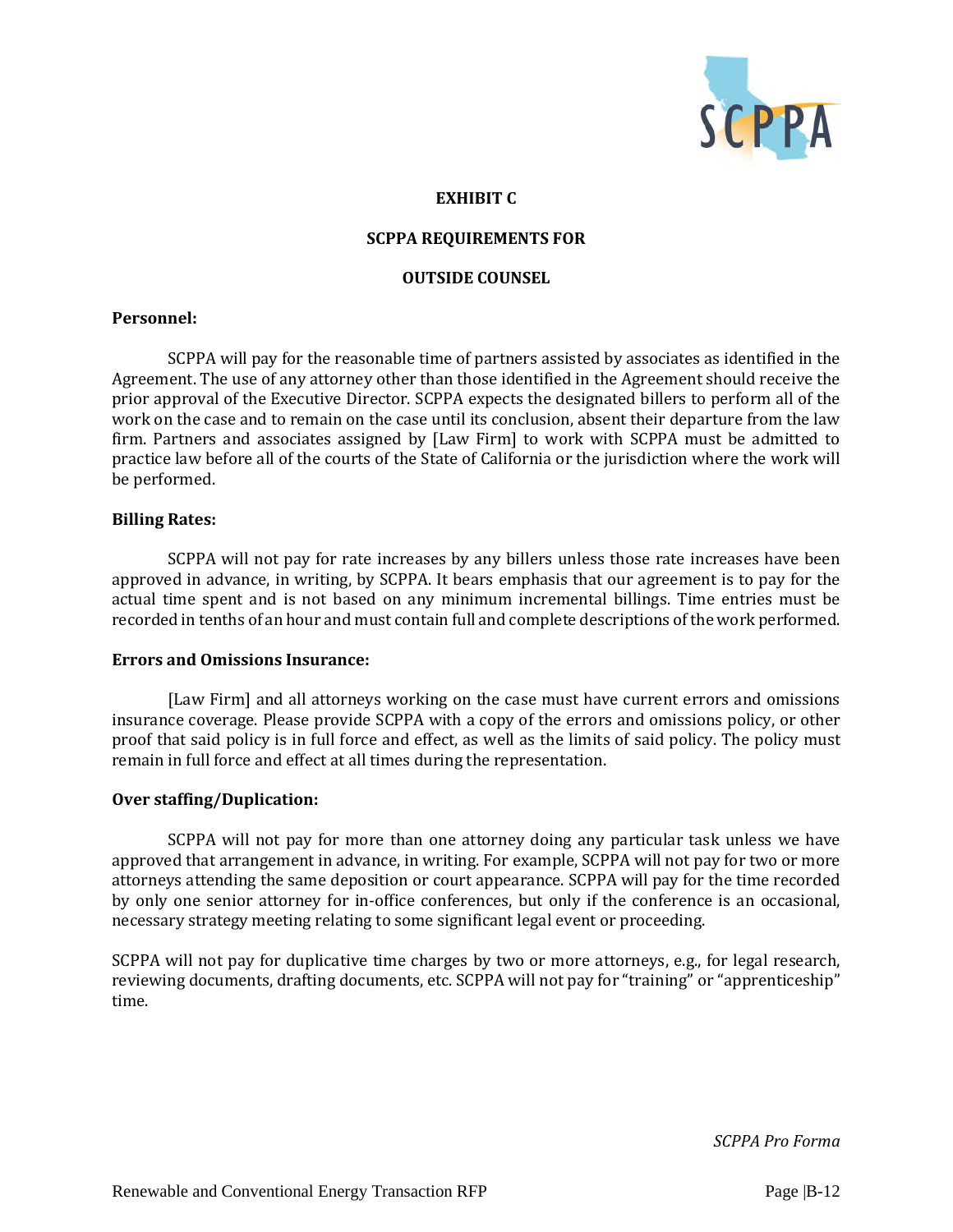**EXHIBIT C**

**SCPPA REQUIREMENTS FOR**

**OUTSIDE COUNSEL**

**Personnel:**

SCPPA will pay for the reasonable time of partners assisted by associates as identified in the Agreement. The use of any attorney other than those identified in the Agreement should receive the prior approval of the Executive Director. SCPPA expects the designated billers to perform all of the work on the case and to remain on the case until its conclusion, absent their departure from the law firm. Partners and associates assigned by [Law Firm] to work with SCPPA must be admitted to practice law before all of the courts of the State of California or the jurisdiction where the work will be performed.

**Billing Rates:**

SCPPA will not pay for rate increases by any billers unless those rate increases have been approved in advance, in writing, by SCPPA. It bears emphasis that our agreement is to pay for the actual time spent and is not based on any minimum incremental billings. Time entries must be recorded in tenths of an hour and must contain full and complete descriptions of the work performed.

**Errors and Omissions Insurance:**

[Law Firm] and all attorneys working on the case must have current errors and omissions insurance coverage. Please provide SCPPA with a copy of the errors and omissions policy, or other proof that said policy is in full force and effect, as well as the limits of said policy. The policy must remain in full force and effect at all times during the representation.

**Over staffing/Duplication:**

SCPPA will not pay for more than one attorney doing any particular task unless we have approved that arrangement in advance, in writing. For example, SCPPA will not pay for two or more attorneys attending the same deposition or court appearance. SCPPA will pay for the time recorded by only one senior attorney for in-office conferences, but only if the conference is an occasional, necessary strategy meeting relating to some significant legal event or proceeding.

SCPPA will not pay for duplicative time charges by two or more attorneys, e.g., for legal research, reviewing documents, drafting documents, etc. SCPPA will not pay for "training" or "apprenticeship" time.

*SCPPA Pro Forma*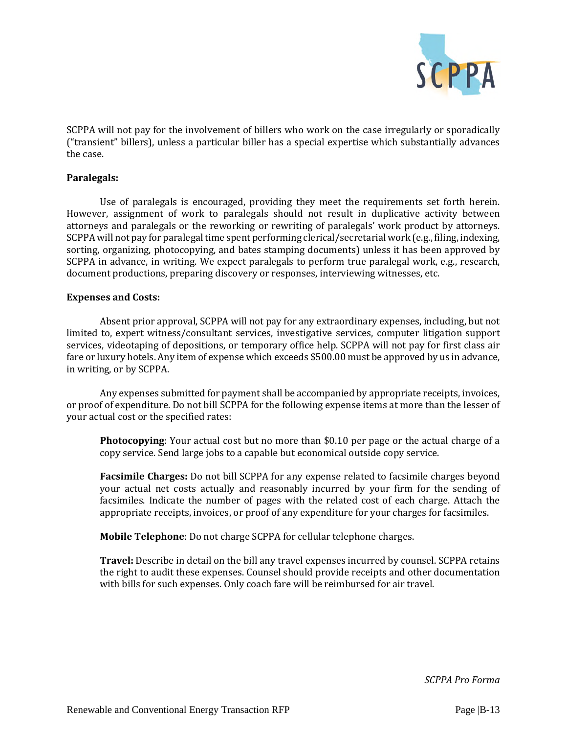SCPPA will not pay for the involvement of billers who work on the case irregularly or sporadically ("transient" billers), unless a particular biller has a special expertise which substantially advances the case.

**Paralegals:**

Use of paralegals is encouraged, providing they meet the requirements set forth herein. However, assignment of work to paralegals should not result in duplicative activity between attorneys and paralegals or the reworking or rewriting of paralegals' work product by attorneys. SCPPA will not pay for paralegal time spent performing clerical/secretarial work (e.g., filing, indexing, sorting, organizing, photocopying, and bates stamping documents) unless it has been approved by SCPPA in advance, in writing. We expect paralegals to perform true paralegal work, e.g., research, document productions, preparing discovery or responses, interviewing witnesses, etc.

**Expenses and Costs:**

Absent prior approval, SCPPA will not pay for any extraordinary expenses, including, but not limited to, expert witness/consultant services, investigative services, computer litigation support services, videotaping of depositions, or temporary office help. SCPPA will not pay for first class air fare or luxury hotels. Any item of expense which exceeds $500.00 must be approved by us in advance, in writing, or by SCPPA.

Any expenses submitted for payment shall be accompanied by appropriate receipts, invoices, or proof of expenditure. Do not bill SCPPA for the following expense items at more than the lesser of your actual cost or the specified rates:

**Photocopying**: Your actual cost but no more than $0.10 per page or the actual charge of a copy service. Send large jobs to a capable but economical outside copy service.

**Facsimile Charges:** Do not bill SCPPA for any expense related to facsimile charges beyond your actual net costs actually and reasonably incurred by your firm for the sending of facsimiles. Indicate the number of pages with the related cost of each charge. Attach the appropriate receipts, invoices, or proof of any expenditure for your charges for facsimiles.

**Mobile Telephone**: Do not charge SCPPA for cellular telephone charges.

**Travel:** Describe in detail on the bill any travel expenses incurred by counsel. SCPPA retains the right to audit these expenses. Counsel should provide receipts and other documentation with bills for such expenses. Only coach fare will be reimbursed for air travel.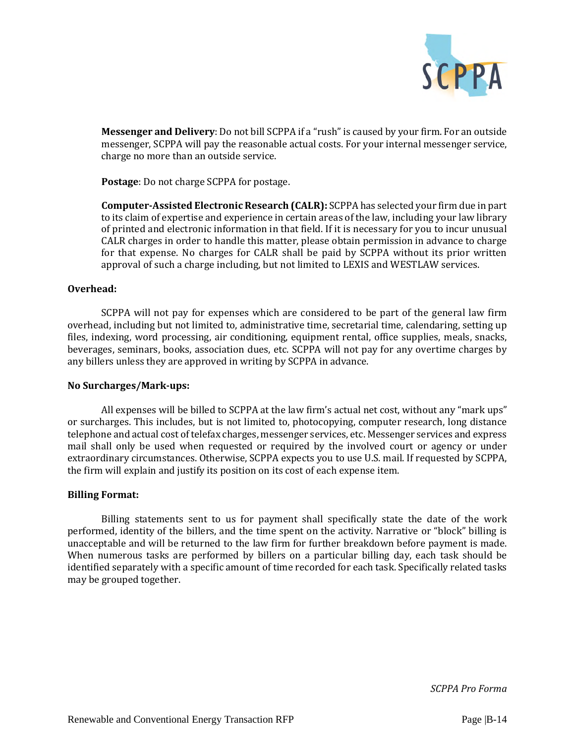**Messenger and Delivery**: Do not bill SCPPA if a "rush" is caused by your firm. For an outside messenger, SCPPA will pay the reasonable actual costs. For your internal messenger service, charge no more than an outside service.

**Postage**: Do not charge SCPPA for postage.

**Computer-Assisted Electronic Research (CALR):** SCPPA has selected your firm due in part to its claim of expertise and experience in certain areas of the law, including your law library of printed and electronic information in that field. If it is necessary for you to incur unusual CALR charges in order to handle this matter, please obtain permission in advance to charge for that expense. No charges for CALR shall be paid by SCPPA without its prior written approval of such a charge including, but not limited to LEXIS and WESTLAW services.

**Overhead:**

SCPPA will not pay for expenses which are considered to be part of the general law firm overhead, including but not limited to, administrative time, secretarial time, calendaring, setting up files, indexing, word processing, air conditioning, equipment rental, office supplies, meals, snacks, beverages, seminars, books, association dues, etc. SCPPA will not pay for any overtime charges by any billers unless they are approved in writing by SCPPA in advance.

**No Surcharges/Mark-ups:**

All expenses will be billed to SCPPA at the law firm's actual net cost, without any "mark ups" or surcharges. This includes, but is not limited to, photocopying, computer research, long distance telephone and actual cost of telefax charges, messenger services, etc. Messenger services and express mail shall only be used when requested or required by the involved court or agency or under extraordinary circumstances. Otherwise, SCPPA expects you to use U.S. mail. If requested by SCPPA, the firm will explain and justify its position on its cost of each expense item.

**Billing Format:**

Billing statements sent to us for payment shall specifically state the date of the work performed, identity of the billers, and the time spent on the activity. Narrative or "block" billing is unacceptable and will be returned to the law firm for further breakdown before payment is made. When numerous tasks are performed by billers on a particular billing day, each task should be identified separately with a specific amount of time recorded for each task. Specifically related tasks may be grouped together.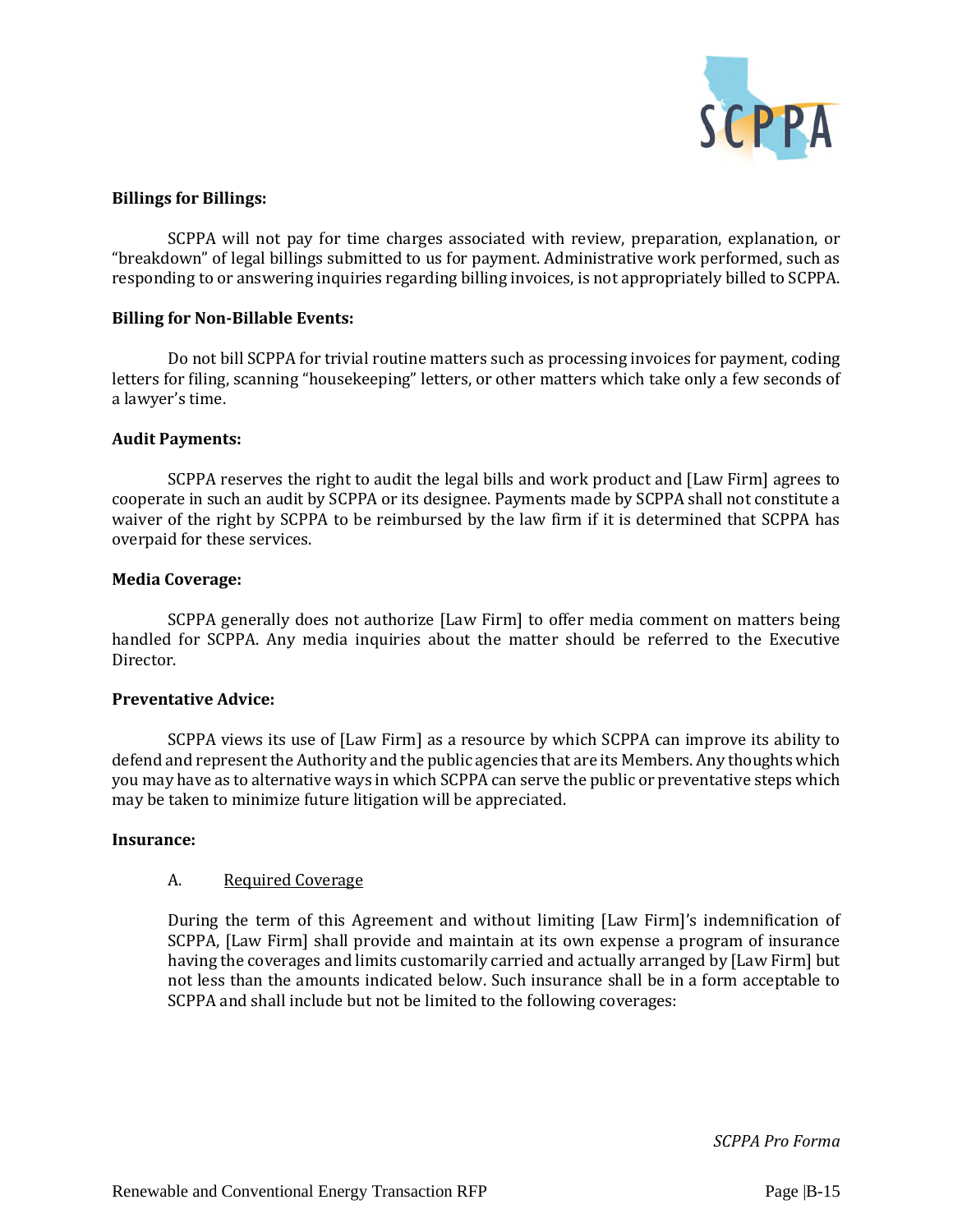**Billings for Billings:**

SCPPA will not pay for time charges associated with review, preparation, explanation, or "breakdown" of legal billings submitted to us for payment. Administrative work performed, such as responding to or answering inquiries regarding billing invoices, is not appropriately billed to SCPPA.

**Billing for Non-Billable Events:**

Do not bill SCPPA for trivial routine matters such as processing invoices for payment, coding letters for filing, scanning "housekeeping" letters, or other matters which take only a few seconds of a lawyer's time.

**Audit Payments:**

SCPPA reserves the right to audit the legal bills and work product and [Law Firm] agrees to cooperate in such an audit by SCPPA or its designee. Payments made by SCPPA shall not constitute a waiver of the right by SCPPA to be reimbursed by the law firm if it is determined that SCPPA has overpaid for these services.

**Media Coverage:**

SCPPA generally does not authorize [Law Firm] to offer media comment on matters being handled for SCPPA. Any media inquiries about the matter should be referred to the Executive Director.

**Preventative Advice:**

SCPPA views its use of [Law Firm] as a resource by which SCPPA can improve its ability to defend and represent the Authority and the public agencies that are its Members. Any thoughts which you may have as to alternative ways in which SCPPA can serve the public or preventative steps which may be taken to minimize future litigation will be appreciated.

**Insurance:**

A. Required Coverage

During the term of this Agreement and without limiting [Law Firm]'s indemnification of SCPPA, [Law Firm] shall provide and maintain at its own expense a program of insurance having the coverages and limits customarily carried and actually arranged by [Law Firm] but not less than the amounts indicated below. Such insurance shall be in a form acceptable to SCPPA and shall include but not be limited to the following coverages:

*SCPPA Pro Forma*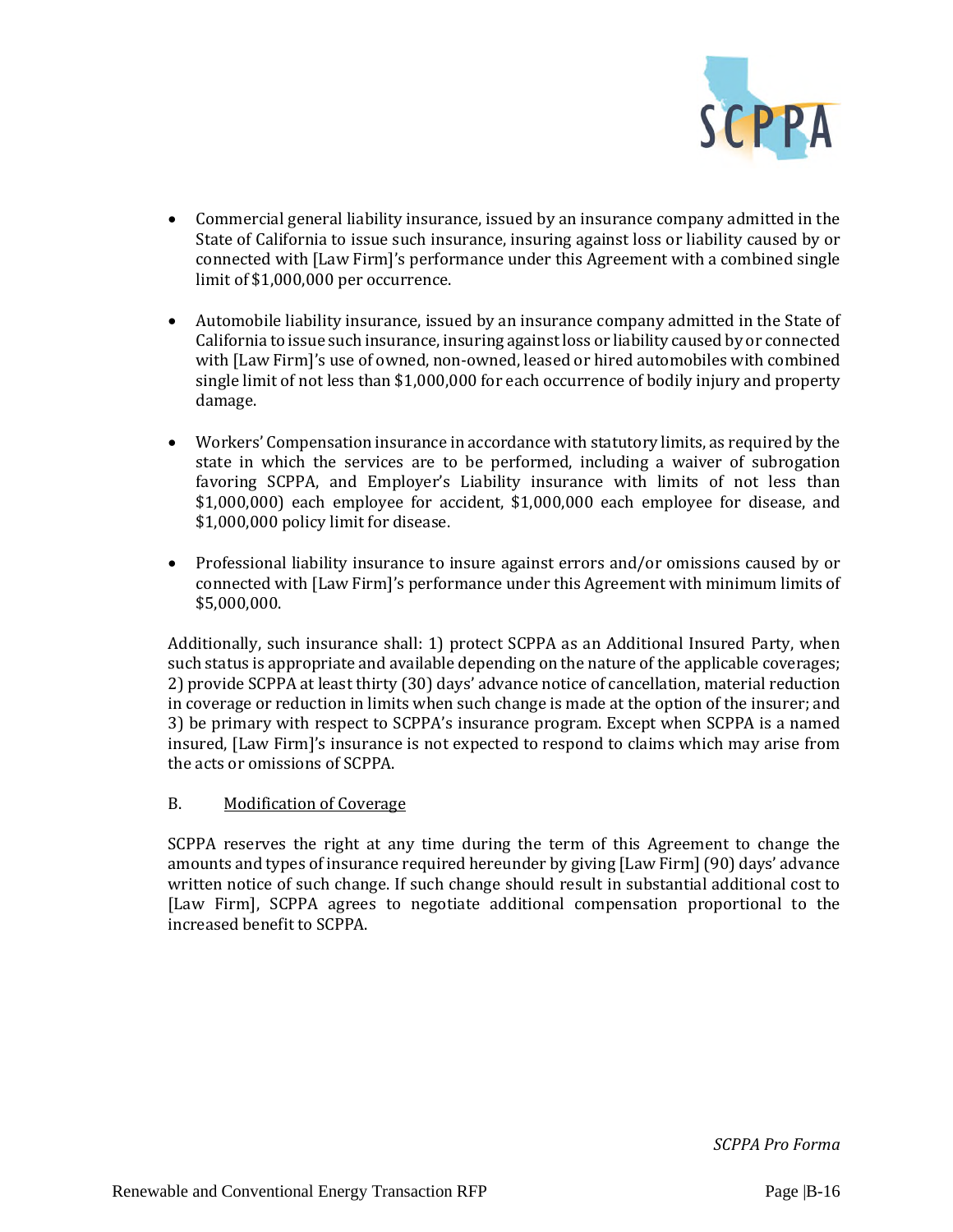- Commercial general liability insurance, issued by an insurance company admitted in the State of California to issue such insurance, insuring against loss or liability caused by or connected with [Law Firm]'s performance under this Agreement with a combined single limit of $1,000,000 per occurrence.

- Automobile liability insurance, issued by an insurance company admitted in the State of California to issue such insurance, insuring against loss or liability caused by or connected with [Law Firm]'s use of owned, non-owned, leased or hired automobiles with combined single limit of not less than $1,000,000 for each occurrence of bodily injury and property damage.

- Workers' Compensation insurance in accordance with statutory limits, as required by the state in which the services are to be performed, including a waiver of subrogation favoring SCPPA, and Employer's Liability insurance with limits of not less than $1,000,000) each employee for accident, $1,000,000 each employee for disease, and $1,000,000 policy limit for disease.

- Professional liability insurance to insure against errors and/or omissions caused by or connected with [Law Firm]'s performance under this Agreement with minimum limits of $5,000,000.

Additionally, such insurance shall: 1) protect SCPPA as an Additional Insured Party, when such status is appropriate and available depending on the nature of the applicable coverages; 2) provide SCPPA at least thirty (30) days' advance notice of cancellation, material reduction in coverage or reduction in limits when such change is made at the option of the insurer; and 3) be primary with respect to SCPPA's insurance program. Except when SCPPA is a named insured, [Law Firm]'s insurance is not expected to respond to claims which may arise from the acts or omissions of SCPPA.

B. Modification of Coverage

SCPPA reserves the right at any time during the term of this Agreement to change the amounts and types of insurance required hereunder by giving [Law Firm] (90) days' advance written notice of such change. If such change should result in substantial additional cost to [Law Firm], SCPPA agrees to negotiate additional compensation proportional to the increased benefit to SCPPA.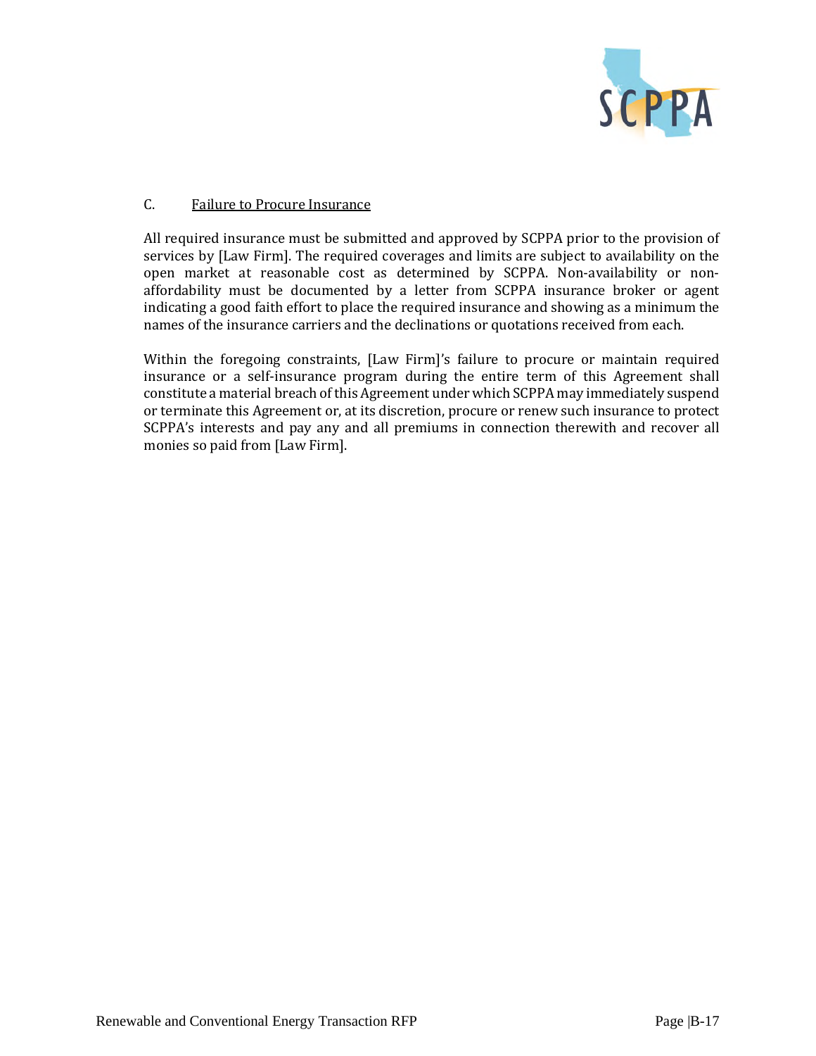C. <u>Failure to Procure Insurance</u>

All required insurance must be submitted and approved by SCPPA prior to the provision of services by [Law Firm]. The required coverages and limits are subject to availability on the open market at reasonable cost as determined by SCPPA. Non-availability or non-affordability must be documented by a letter from SCPPA insurance broker or agent indicating a good faith effort to place the required insurance and showing as a minimum the names of the insurance carriers and the declinations or quotations received from each.

Within the foregoing constraints, [Law Firm]'s failure to procure or maintain required insurance or a self-insurance program during the entire term of this Agreement shall constitute a material breach of this Agreement under which SCPPA may immediately suspend or terminate this Agreement or, at its discretion, procure or renew such insurance to protect SCPPA's interests and pay any and all premiums in connection therewith and recover all monies so paid from [Law Firm].